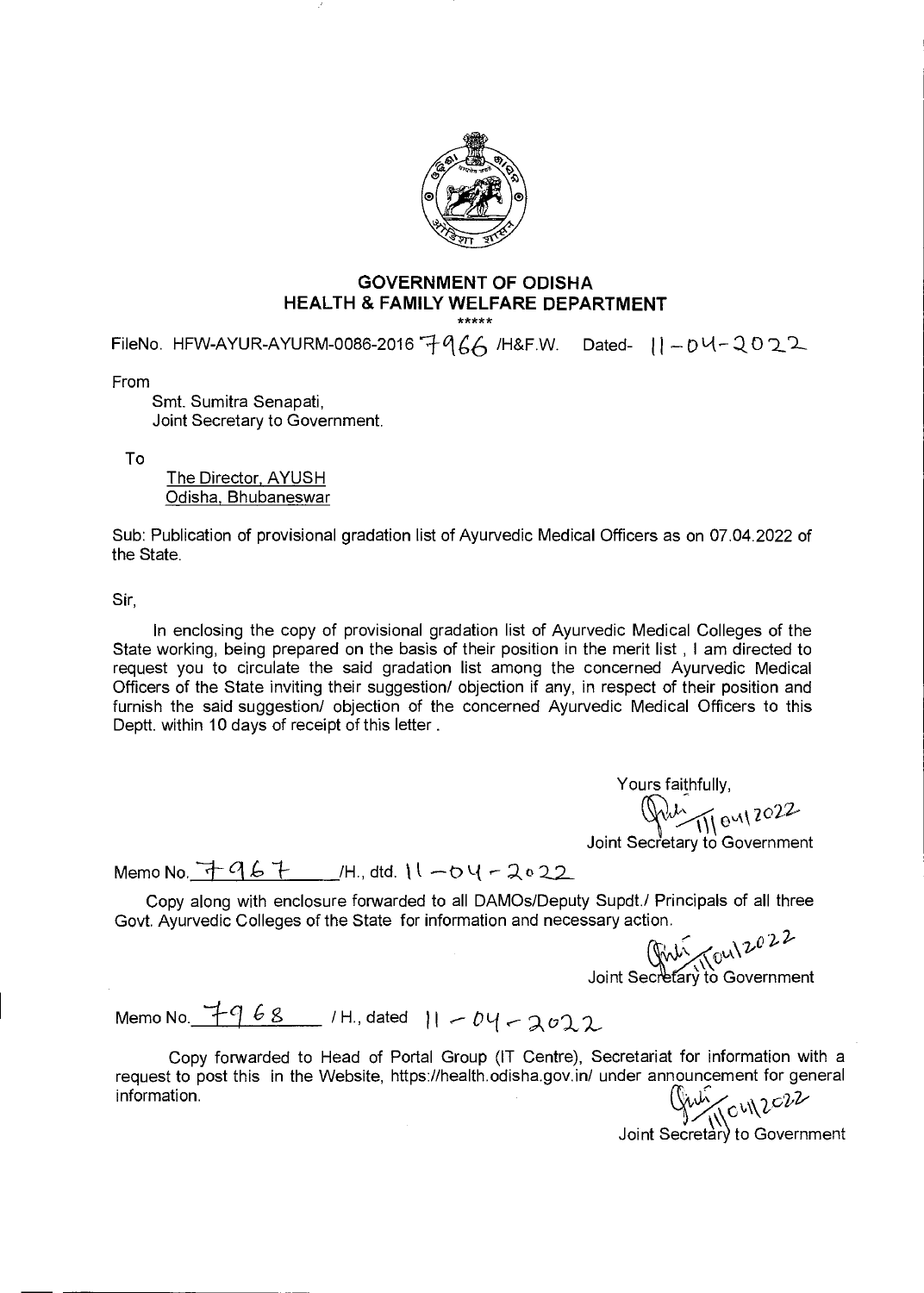# GOVERNMENT OF ODISHA
## HEALTH & FAMILY WELFARE DEPARTMENT

\*\*\*\*\*

FileNo. HFW-AYUR-AYURM-0086-2016 7966 /H&F.W. Dated- 11-04-2022

From

Smt. Sumitra Senapati,
Joint Secretary to Government.

To

The Director, AYUSH
Odisha, Bhubaneswar

Sub: Publication of provisional gradation list of Ayurvedic Medical Officers as on 07.04.2022 of the State.

Sir,

In enclosing the copy of provisional gradation list of Ayurvedic Medical Colleges of the State working, being prepared on the basis of their position in the merit list , I am directed to request you to circulate the said gradation list among the concerned Ayurvedic Medical Officers of the State inviting their suggestion/ objection if any, in respect of their position and furnish the said suggestion/ objection of the concerned Ayurvedic Medical Officers to this Deptt. within 10 days of receipt of this letter .

Yours faithfully,

11/04/2022

Joint Secretary to Government

Memo No. 7967 /H., dtd. 11-04-2022

Copy along with enclosure forwarded to all DAMOs/Deputy Supdt./ Principals of all three Govt. Ayurvedic Colleges of the State for information and necessary action.

11/04/2022

Joint Secretary to Government

Memo No. 7968 / H., dated 11-04-2022

Copy forwarded to Head of Portal Group (IT Centre), Secretariat for information with a request to post this in the Website, https://health.odisha.gov.in/ under announcement for general information.

11/04/2022

Joint Secretary to Government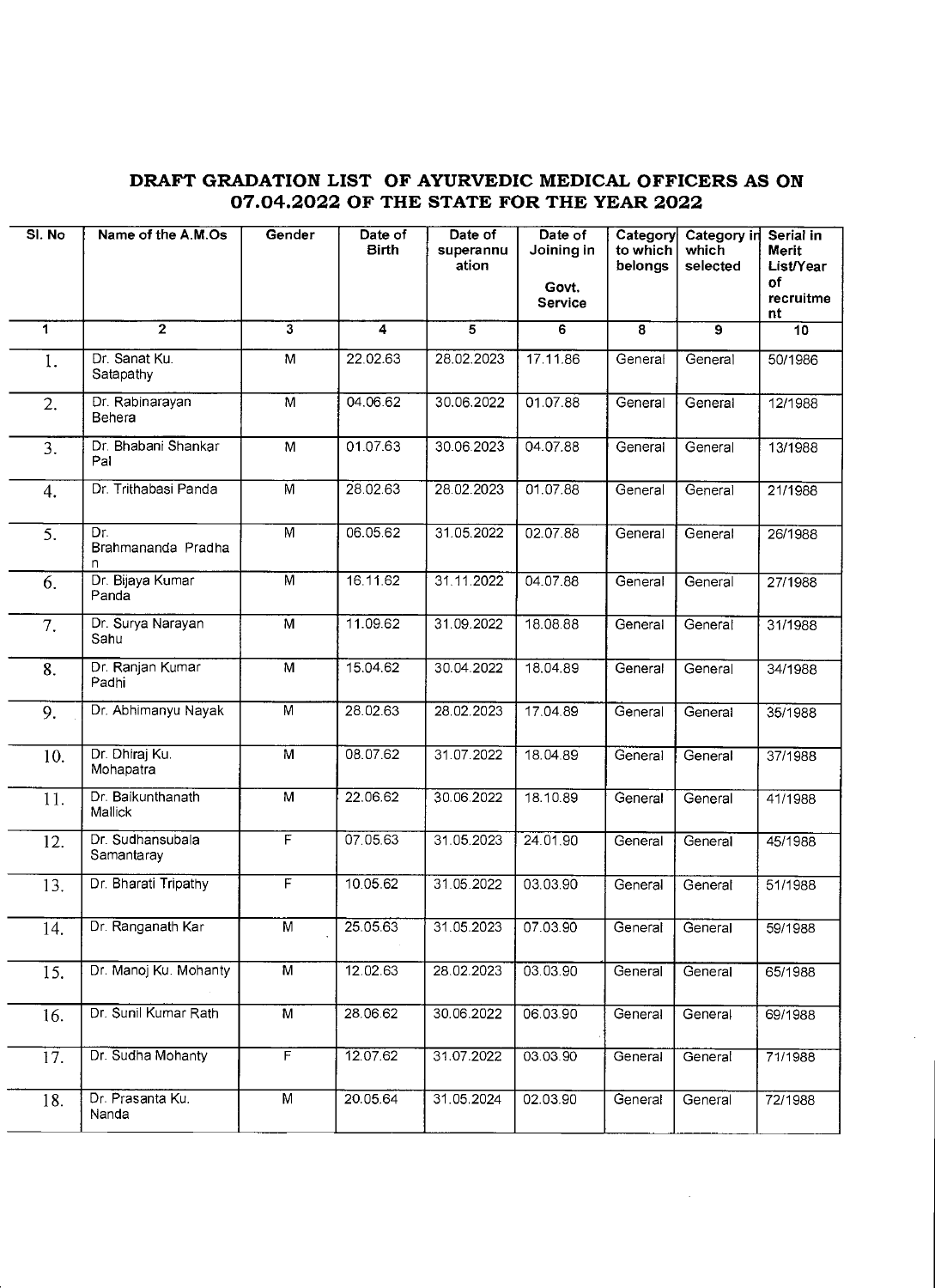## DRAFT GRADATION LIST OF AYURVEDIC MEDICAL OFFICERS AS ON 07.04.2022 OF THE STATE FOR THE YEAR 2022

| Sl. No | Name of the A.M.Os | Gender | Date of Birth | Date of superannuation | Date of Joining in Govt. Service | Category to which belongs | Category in which selected | Serial in Merit List/Year of recruitment |
|---|---|---|---|---|---|---|---|---|
| 1 | 2 | 3 | 4 | 5 | 6 | 8 | 9 | 10 |
| 1. | Dr. Sanat Ku. Satapathy | M | 22.02.63 | 28.02.2023 | 17.11.86 | General | General | 50/1986 |
| 2. | Dr. Rabinarayan Behera | M | 04.06.62 | 30.06.2022 | 01.07.88 | General | General | 12/1988 |
| 3. | Dr. Bhabani Shankar Pal | M | 01.07.63 | 30.06.2023 | 04.07.88 | General | General | 13/1988 |
| 4. | Dr. Trithabasi Panda | M | 28.02.63 | 28.02.2023 | 01.07.88 | General | General | 21/1988 |
| 5. | Dr. Brahmananda Pradhan | M | 06.05.62 | 31.05.2022 | 02.07.88 | General | General | 26/1988 |
| 6. | Dr. Bijaya Kumar Panda | M | 16.11.62 | 31.11.2022 | 04.07.88 | General | General | 27/1988 |
| 7. | Dr. Surya Narayan Sahu | M | 11.09.62 | 31.09.2022 | 18.08.88 | General | General | 31/1988 |
| 8. | Dr. Ranjan Kumar Padhi | M | 15.04.62 | 30.04.2022 | 18.04.89 | General | General | 34/1988 |
| 9. | Dr. Abhimanyu Nayak | M | 28.02.63 | 28.02.2023 | 17.04.89 | General | General | 35/1988 |
| 10. | Dr. Dhiraj Ku. Mohapatra | M | 08.07.62 | 31.07.2022 | 18.04.89 | General | General | 37/1988 |
| 11. | Dr. Baikunthanath Mallick | M | 22.06.62 | 30.06.2022 | 18.10.89 | General | General | 41/1988 |
| 12. | Dr. Sudhansubala Samantaray | F | 07.05.63 | 31.05.2023 | 24.01.90 | General | General | 45/1988 |
| 13. | Dr. Bharati Tripathy | F | 10.05.62 | 31.05.2022 | 03.03.90 | General | General | 51/1988 |
| 14. | Dr. Ranganath Kar | M | 25.05.63 | 31.05.2023 | 07.03.90 | General | General | 59/1988 |
| 15. | Dr. Manoj Ku. Mohanty | M | 12.02.63 | 28.02.2023 | 03.03.90 | General | General | 65/1988 |
| 16. | Dr. Sunil Kumar Rath | M | 28.06.62 | 30.06.2022 | 06.03.90 | General | General | 69/1988 |
| 17. | Dr. Sudha Mohanty | F | 12.07.62 | 31.07.2022 | 03.03.90 | General | General | 71/1988 |
| 18. | Dr. Prasanta Ku. Nanda | M | 20.05.64 | 31.05.2024 | 02.03.90 | General | General | 72/1988 |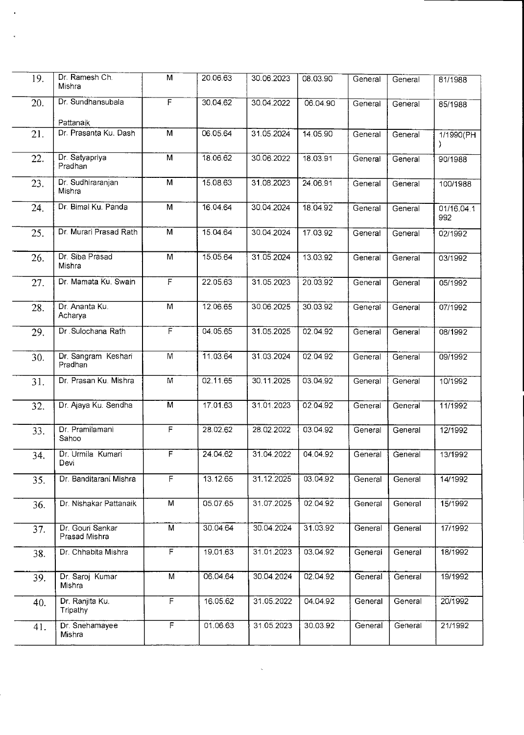| | | | | | | | | |
|---|---|---|---|---|---|---|---|---|
| 19. | Dr. Ramesh Ch. Mishra | M | 20.06.63 | 30.06.2023 | 08.03.90 | General | General | 81/1988 |
| 20. | Dr. Sundhansubala Pattanaik | F | 30.04.62 | 30.04.2022 | 06.04.90 | General | General | 85/1988 |
| 21. | Dr. Prasanta Ku. Dash | M | 06.05.64 | 31.05.2024 | 14.05.90 | General | General | 1/1990(PH) |
| 22. | Dr. Satyapriya Pradhan | M | 18.06.62 | 30.06.2022 | 18.03.91 | General | General | 90/1988 |
| 23. | Dr. Sudhiraranjan Mishra | M | 15.08.63 | 31.08.2023 | 24.06.91 | General | General | 100/1988 |
| 24. | Dr. Bimal Ku. Panda | M | 16.04.64 | 30.04.2024 | 18.04.92 | General | General | 01/16.04.1992 |
| 25. | Dr. Murari Prasad Rath | M | 15.04.64 | 30.04.2024 | 17.03.92 | General | General | 02/1992 |
| 26. | Dr. Siba Prasad Mishra | M | 15.05.64 | 31.05.2024 | 13.03.92 | General | General | 03/1992 |
| 27. | Dr. Mamata Ku. Swain | F | 22.05.63 | 31.05.2023 | 20.03.92 | General | General | 05/1992 |
| 28. | Dr. Ananta Ku. Acharya | M | 12.06.65 | 30.06.2025 | 30.03.92 | General | General | 07/1992 |
| 29. | Dr .Sulochana Rath | F | 04.05.65 | 31.05.2025 | 02.04.92 | General | General | 08/1992 |
| 30. | Dr. Sangram Keshari Pradhan | M | 11.03.64 | 31.03.2024 | 02.04.92 | General | General | 09/1992 |
| 31. | Dr. Prasan Ku. Mishra | M | 02.11.65 | 30.11.2025 | 03.04.92 | General | General | 10/1992 |
| 32. | Dr. Ajaya Ku. Sendha | M | 17.01.63 | 31.01.2023 | 02.04.92 | General | General | 11/1992 |
| 33. | Dr. Pramilamani Sahoo | F | 28.02.62 | 28.02.2022 | 03.04.92 | General | General | 12/1992 |
| 34. | Dr. Urmila Kumari Devi | F | 24.04.62 | 31.04.2022 | 04.04.92 | General | General | 13/1992 |
| 35. | Dr. Banditarani Mishra | F | 13.12.65 | 31.12.2025 | 03.04.92 | General | General | 14/1992 |
| 36. | Dr. Nishakar Pattanaik | M | 05.07.65 | 31.07.2025 | 02.04.92 | General | General | 15/1992 |
| 37. | Dr. Gouri Sankar Prasad Mishra | M | 30.04.64 | 30.04.2024 | 31.03.92 | General | General | 17/1992 |
| 38. | Dr. Chhabita Mishra | F | 19.01.63 | 31.01.2023 | 03.04.92 | General | General | 18/1992 |
| 39. | Dr. Saroj Kumar Mishra | M | 06.04.64 | 30.04.2024 | 02.04.92 | General | General | 19/1992 |
| 40. | Dr. Ranjita Ku. Tripathy | F | 16.05.62 | 31.05.2022 | 04.04.92 | General | General | 20/1992 |
| 41. | Dr. Snehamayee Mishra | F | 01.06.63 | 31.05.2023 | 30.03.92 | General | General | 21/1992 |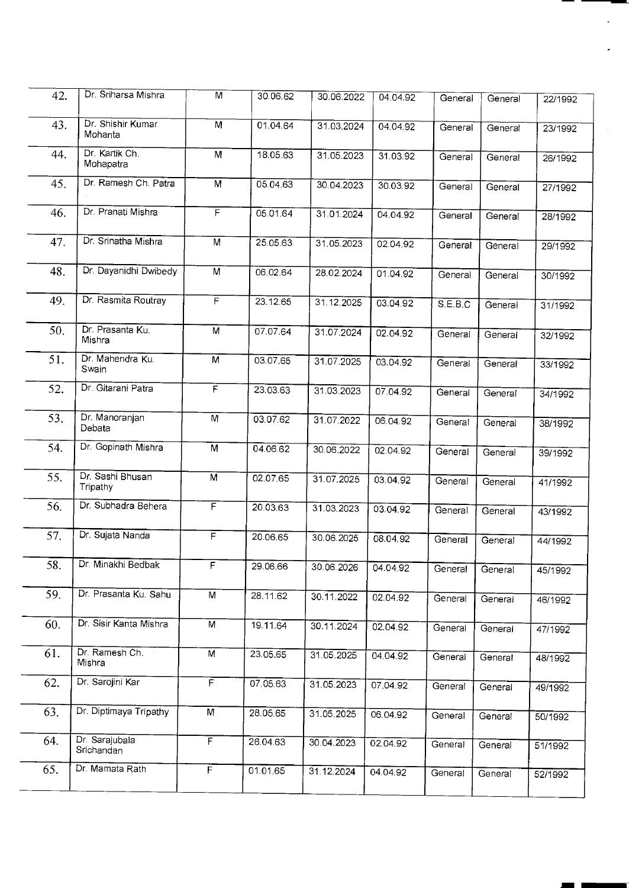| | | | | | | | | |
|---|---|---|---|---|---|---|---|---|
| 42. | Dr. Sriharsa Mishra | M | 30.06.62 | 30.06.2022 | 04.04.92 | General | General | 22/1992 |
| 43. | Dr. Shishir Kumar Mohanta | M | 01.04.64 | 31.03.2024 | 04.04.92 | General | General | 23/1992 |
| 44. | Dr. Kartik Ch. Mohapatra | M | 18.05.63 | 31.05.2023 | 31.03.92 | General | General | 26/1992 |
| 45. | Dr. Ramesh Ch. Patra | M | 05.04.63 | 30.04.2023 | 30.03.92 | General | General | 27/1992 |
| 46. | Dr. Pranati Mishra | F | 05.01.64 | 31.01.2024 | 04.04.92 | General | General | 28/1992 |
| 47. | Dr. Srinatha Mishra | M | 25.05.63 | 31.05.2023 | 02.04.92 | General | General | 29/1992 |
| 48. | Dr. Dayanidhi Dwibedy | M | 06.02.64 | 28.02.2024 | 01.04.92 | General | General | 30/1992 |
| 49. | Dr. Rasmita Routray | F | 23.12.65 | 31.12.2025 | 03.04.92 | S.E.B.C | General | 31/1992 |
| 50. | Dr. Prasanta Ku. Mishra | M | 07.07.64 | 31.07.2024 | 02.04.92 | General | General | 32/1992 |
| 51. | Dr. Mahendra Ku. Swain | M | 03.07.65 | 31.07.2025 | 03.04.92 | General | General | 33/1992 |
| 52. | Dr. Gitarani Patra | F | 23.03.63 | 31.03.2023 | 07.04.92 | General | General | 34/1992 |
| 53. | Dr. Manoranjan Debata | M | 03.07.62 | 31.07.2022 | 06.04.92 | General | General | 38/1992 |
| 54. | Dr. Gopinath Mishra | M | 04.06.62 | 30.06.2022 | 02.04.92 | General | General | 39/1992 |
| 55. | Dr. Sashi Bhusan Tripathy | M | 02.07.65 | 31.07.2025 | 03.04.92 | General | General | 41/1992 |
| 56. | Dr. Subhadra Behera | F | 20.03.63 | 31.03.2023 | 03.04.92 | General | General | 43/1992 |
| 57. | Dr. Sujata Nanda | F | 20.06.65 | 30.06.2025 | 08.04.92 | General | General | 44/1992 |
| 58. | Dr. Minakhi Bedbak | F | 29.06.66 | 30.06.2026 | 04.04.92 | General | General | 45/1992 |
| 59. | Dr. Prasanta Ku. Sahu | M | 28.11.62 | 30.11.2022 | 02.04.92 | General | General | 46/1992 |
| 60. | Dr. Sisir Kanta Mishra | M | 19.11.64 | 30.11.2024 | 02.04.92 | General | General | 47/1992 |
| 61. | Dr. Ramesh Ch. Mishra | M | 23.05.65 | 31.05.2025 | 04.04.92 | General | General | 48/1992 |
| 62. | Dr. Sarojini Kar | F | 07.05.63 | 31.05.2023 | 07.04.92 | General | General | 49/1992 |
| 63. | Dr. Diptimaya Tripathy | M | 28.05.65 | 31.05.2025 | 06.04.92 | General | General | 50/1992 |
| 64. | Dr. Sarajubala Srichandan | F | 26.04.63 | 30.04.2023 | 02.04.92 | General | General | 51/1992 |
| 65. | Dr. Mamata Rath | F | 01.01.65 | 31.12.2024 | 04.04.92 | General | General | 52/1992 |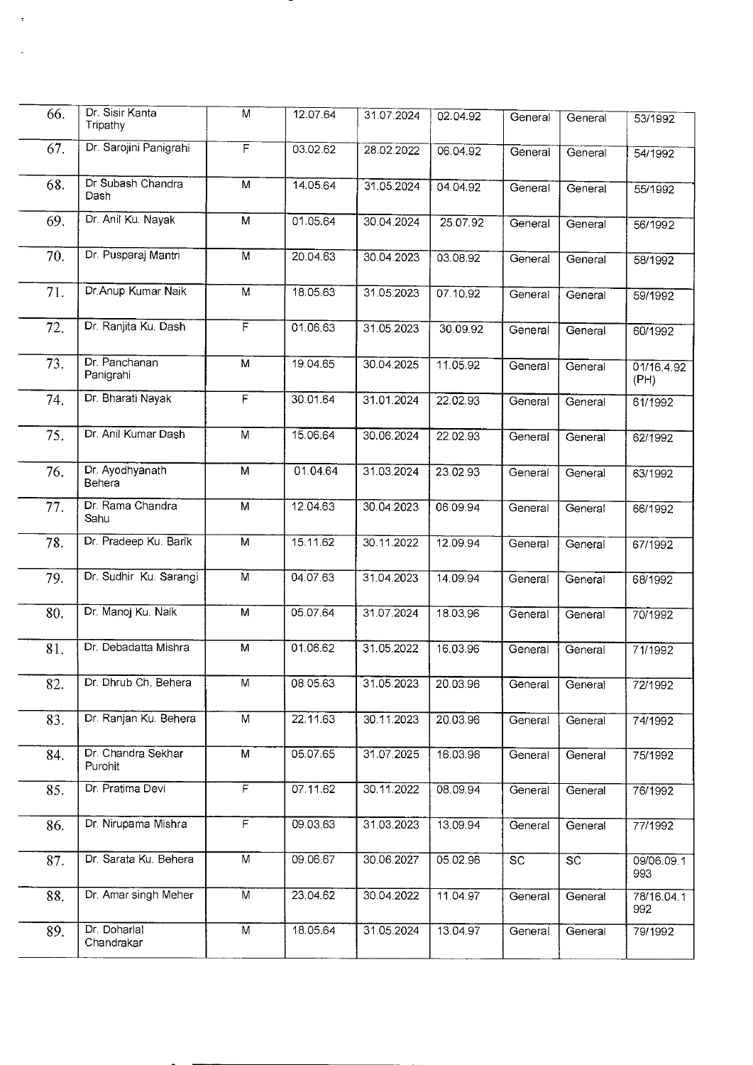| 66. | Dr. Sisir Kanta Tripathy | M | 12.07.64 | 31.07.2024 | 02.04.92 | General | General | 53/1992 |
|---|---|---|---|---|---|---|---|---|
| 67. | Dr. Sarojini Panigrahi | F | 03.02.62 | 28.02.2022 | 06.04.92 | General | General | 54/1992 |
| 68. | Dr Subash Chandra Dash | M | 14.05.64 | 31.05.2024 | 04.04.92 | General | General | 55/1992 |
| 69. | Dr. Anil Ku. Nayak | M | 01.05.64 | 30.04.2024 | 25.07.92 | General | General | 56/1992 |
| 70. | Dr. Pusparaj Mantri | M | 20.04.63 | 30.04.2023 | 03.08.92 | General | General | 58/1992 |
| 71. | Dr.Anup Kumar Naik | M | 18.05.63 | 31.05.2023 | 07.10.92 | General | General | 59/1992 |
| 72. | Dr. Ranjita Ku. Dash | F | 01.06.63 | 31.05.2023 | 30.09.92 | General | General | 60/1992 |
| 73. | Dr. Panchanan Panigrahi | M | 19.04.65 | 30.04.2025 | 11.05.92 | General | General | 01/16.4.92 (PH) |
| 74. | Dr. Bharati Nayak | F | 30.01.64 | 31.01.2024 | 22.02.93 | General | General | 61/1992 |
| 75. | Dr. Anil Kumar Dash | M | 15.06.64 | 30.06.2024 | 22.02.93 | General | General | 62/1992 |
| 76. | Dr. Ayodhyanath Behera | M | 01.04.64 | 31.03.2024 | 23.02.93 | General | General | 63/1992 |
| 77. | Dr. Rama Chandra Sahu | M | 12.04.63 | 30.04.2023 | 06.09.94 | General | General | 66/1992 |
| 78. | Dr. Pradeep Ku. Barik | M | 15.11.62 | 30.11.2022 | 12.09.94 | General | General | 67/1992 |
| 79. | Dr. Sudhir Ku. Sarangi | M | 04.07.63 | 31.04.2023 | 14.09.94 | General | General | 68/1992 |
| 80. | Dr. Manoj Ku. Naik | M | 05.07.64 | 31.07.2024 | 18.03.96 | General | General | 70/1992 |
| 81. | Dr. Debadatta Mishra | M | 01.06.62 | 31.05.2022 | 16.03.96 | General | General | 71/1992 |
| 82. | Dr. Dhrub Ch. Behera | M | 08.05.63 | 31.05.2023 | 20.03.96 | General | General | 72/1992 |
| 83. | Dr. Ranjan Ku. Behera | M | 22.11.63 | 30.11.2023 | 20.03.96 | General | General | 74/1992 |
| 84. | Dr. Chandra Sekhar Purohit | M | 05.07.65 | 31.07.2025 | 16.03.96 | General | General | 75/1992 |
| 85. | Dr. Pratima Devi | F | 07.11.62 | 30.11.2022 | 08.09.94 | General | General | 76/1992 |
| 86. | Dr. Nirupama Mishra | F | 09.03.63 | 31.03.2023 | 13.09.94 | General | General | 77/1992 |
| 87. | Dr. Sarata Ku. Behera | M | 09.06.67 | 30.06.2027 | 05.02.96 | SC | SC | 09/06.09.1993 |
| 88. | Dr. Amar singh Meher | M | 23.04.62 | 30.04.2022 | 11.04.97 | General | General | 78/16.04.1992 |
| 89. | Dr. Doharlal Chandrakar | M | 18.05.64 | 31.05.2024 | 13.04.97 | General | General | 79/1992 |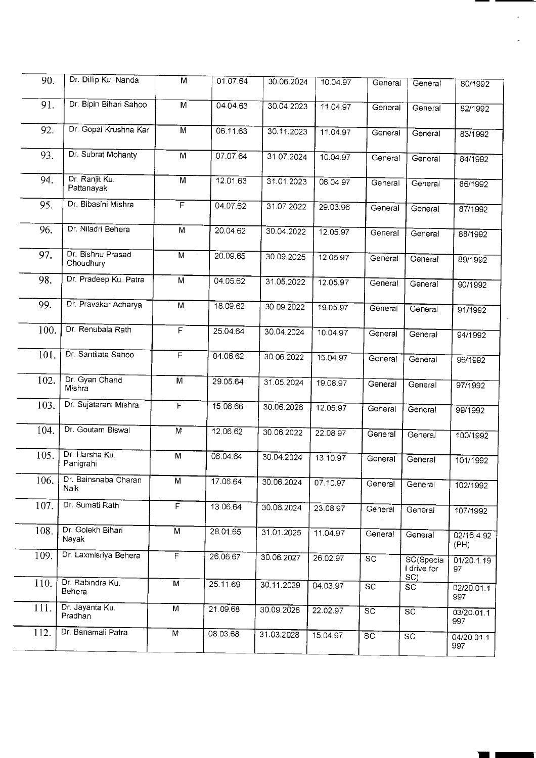| | | | | | | | | |
|---|---|---|---|---|---|---|---|---|
| 90. | Dr. Dillip Ku. Nanda | M | 01.07.64 | 30.06.2024 | 10.04.97 | General | General | 80/1992 |
| 91. | Dr. Bipin Bihari Sahoo | M | 04.04.63 | 30.04.2023 | 11.04.97 | General | General | 82/1992 |
| 92. | Dr. Gopal Krushna Kar | M | 06.11.63 | 30.11.2023 | 11.04.97 | General | General | 83/1992 |
| 93. | Dr. Subrat Mohanty | M | 07.07.64 | 31.07.2024 | 10.04.97 | General | General | 84/1992 |
| 94. | Dr. Ranjit Ku. Pattanayak | M | 12.01.63 | 31.01.2023 | 08.04.97 | General | General | 86/1992 |
| 95. | Dr. Bibasini Mishra | F | 04.07.62 | 31.07.2022 | 29.03.96 | General | General | 87/1992 |
| 96. | Dr. Niladri Behera | M | 20.04.62 | 30.04.2022 | 12.05.97 | General | General | 88/1992 |
| 97. | Dr. Bishnu Prasad Choudhury | M | 20.09.65 | 30.09.2025 | 12.05.97 | General | General | 89/1992 |
| 98. | Dr. Pradeep Ku. Patra | M | 04.05.62 | 31.05.2022 | 12.05.97 | General | General | 90/1992 |
| 99. | Dr. Pravakar Acharya | M | 18.09.62 | 30.09.2022 | 19.05.97 | General | General | 91/1992 |
| 100. | Dr. Renubala Rath | F | 25.04.64 | 30.04.2024 | 10.04.97 | General | General | 94/1992 |
| 101. | Dr. Santilata Sahoo | F | 04.06.62 | 30.06.2022 | 15.04.97 | General | General | 96/1992 |
| 102. | Dr. Gyan Chand Mishra | M | 29.05.64 | 31.05.2024 | 19.08.97 | General | General | 97/1992 |
| 103. | Dr. Sujatarani Mishra | F | 15.06.66 | 30.06.2026 | 12.05.97 | General | General | 99/1992 |
| 104. | Dr. Goutam Biswal | M | 12.06.62 | 30.06.2022 | 22.08.97 | General | General | 100/1992 |
| 105. | Dr. Harsha Ku. Panigrahi | M | 06.04.64 | 30.04.2024 | 13.10.97 | General | General | 101/1992 |
| 106. | Dr. Bainsnaba Charan Naik | M | 17.06.64 | 30.06.2024 | 07.10.97 | General | General | 102/1992 |
| 107. | Dr. Sumati Rath | F | 13.06.64 | 30.06.2024 | 23.08.97 | General | General | 107/1992 |
| 108. | Dr. Golekh Bihari Nayak | M | 28.01.65 | 31.01.2025 | 11.04.97 | General | General | 02/16.4.92 (PH) |
| 109. | Dr. Laxmisriya Behera | F | 26.06.67 | 30.06.2027 | 26.02.97 | SC | SC(Special drive for SC) | 01/20.1.1997 |
| 110. | Dr. Rabindra Ku. Behera | M | 25.11.69 | 30.11.2029 | 04.03.97 | SC | SC | 02/20.01.1997 |
| 111. | Dr. Jayanta Ku. Pradhan | M | 21.09.68 | 30.09.2028 | 22.02.97 | SC | SC | 03/20.01.1997 |
| 112. | Dr. Banamali Patra | M | 08.03.68 | 31.03.2028 | 15.04.97 | SC | SC | 04/20.01.1997 |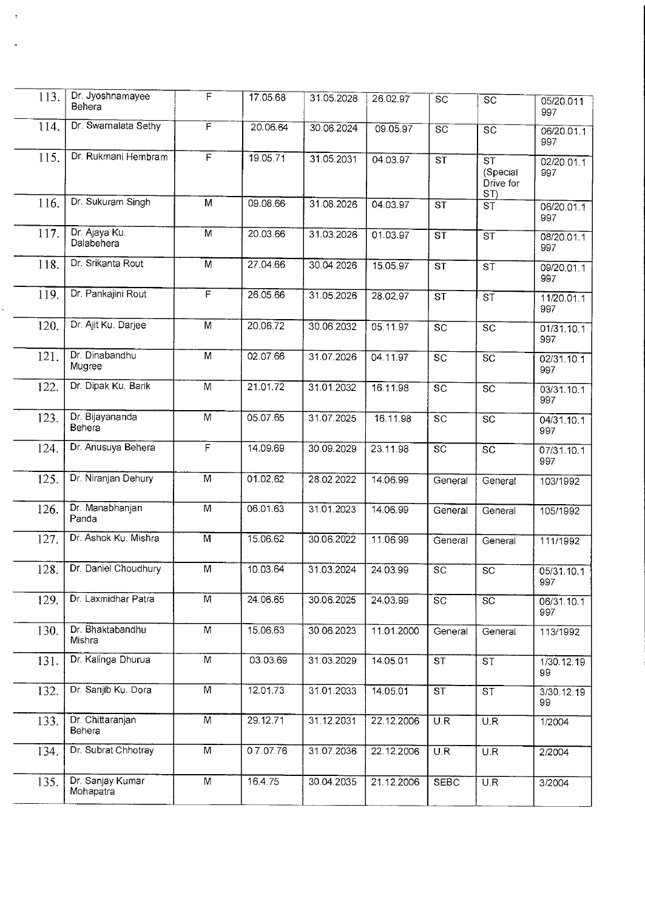| 113. | Dr. Jyoshnamayee Behera | F | 17.05.68 | 31.05.2028 | 26.02.97 | SC | SC | 05/20.011 997 |
|---|---|---|---|---|---|---|---|---|
| 114. | Dr. Swarnalata Sethy | F | 20.06.64 | 30.06.2024 | 09.05.97 | SC | SC | 06/20.01.1 997 |
| 115. | Dr. Rukmani Hembram | F | 19.05.71 | 31.05.2031 | 04.03.97 | ST | ST (Special Drive for ST) | 02/20.01.1 997 |
| 116. | Dr. Sukuram Singh | M | 09.08.66 | 31.08.2026 | 04.03.97 | ST | ST | 06/20.01.1 997 |
| 117. | Dr. Ajaya Ku. Dalabehera | M | 20.03.66 | 31.03.2026 | 01.03.97 | ST | ST | 08/20.01.1 997 |
| 118. | Dr. Srikanta Rout | M | 27.04.66 | 30.04.2026 | 15.05.97 | ST | ST | 09/20.01.1 997 |
| 119. | Dr. Pankajini Rout | F | 26.05.66 | 31.05.2026 | 28.02.97 | ST | ST | 11/20.01.1 997 |
| 120. | Dr. Ajit Ku. Darjee | M | 20.06.72 | 30.06.2032 | 05.11.97 | SC | SC | 01/31.10.1 997 |
| 121. | Dr. Dinabandhu Mugree | M | 02.07.66 | 31.07.2026 | 04.11.97 | SC | SC | 02/31.10.1 997 |
| 122. | Dr. Dipak Ku. Barik | M | 21.01.72 | 31.01.2032 | 16.11.98 | SC | SC | 03/31.10.1 997 |
| 123. | Dr. Bijayananda Behera | M | 05.07.65 | 31.07.2025 | 16.11.98 | SC | SC | 04/31.10.1 997 |
| 124. | Dr. Anusuya Behera | F | 14.09.69 | 30.09.2029 | 23.11.98 | SC | SC | 07/31.10.1 997 |
| 125. | Dr. Niranjan Dehury | M | 01.02.62 | 28.02.2022 | 14.06.99 | General | General | 103/1992 |
| 126. | Dr. Manabhanjan Panda | M | 06.01.63 | 31.01.2023 | 14.06.99 | General | General | 105/1992 |
| 127. | Dr. Ashok Ku. Mishra | M | 15.06.62 | 30.06.2022 | 11.06.99 | General | General | 111/1992 |
| 128. | Dr. Daniel Choudhury | M | 10.03.64 | 31.03.2024 | 24.03.99 | SC | SC | 05/31.10.1 997 |
| 129. | Dr. Laxmidhar Patra | M | 24.06.65 | 30.06.2025 | 24.03.99 | SC | SC | 06/31.10.1 997 |
| 130. | Dr. Bhaktabandhu Mishra | M | 15.06.63 | 30.06.2023 | 11.01.2000 | General | General | 113/1992 |
| 131. | Dr. Kalinga Dhurua | M | 03.03.69 | 31.03.2029 | 14.05.01 | ST | ST | 1/30.12.19 99 |
| 132. | Dr. Sanjib Ku. Dora | M | 12.01.73 | 31.01.2033 | 14.05.01 | ST | ST | 3/30.12.19 99 |
| 133. | Dr. Chittaranjan Behera | M | 29.12.71 | 31.12.2031 | 22.12.2006 | U.R | U.R | 1/2004 |
| 134. | Dr. Subrat Chhotray | M | 07.07.76 | 31.07.2036 | 22.12.2006 | U.R | U.R | 2/2004 |
| 135. | Dr. Sanjay Kumar Mohapatra | M | 16.4.75 | 30.04.2035 | 21.12.2006 | SEBC | U.R | 3/2004 |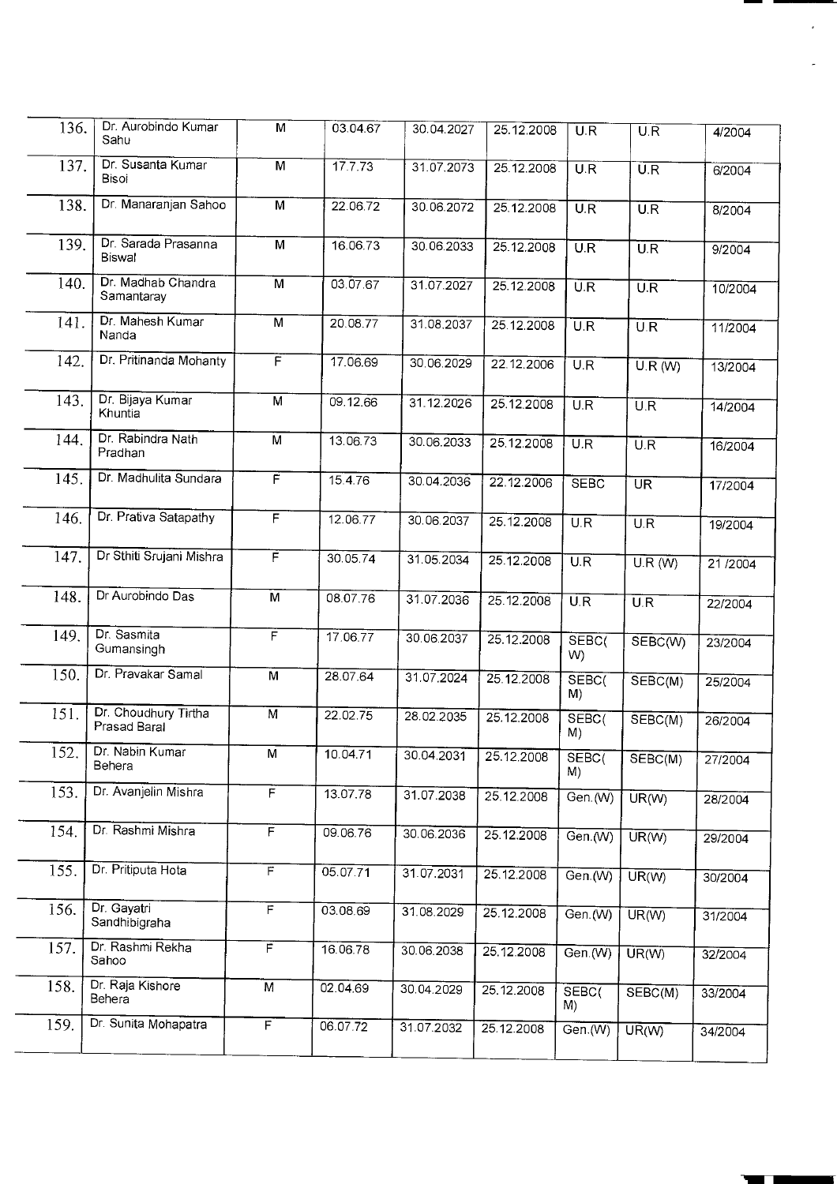| 136. | Dr. Aurobindo Kumar Sahu | M | 03.04.67 | 30.04.2027 | 25.12.2008 | U.R | U.R | 4/2004 |
|---|---|---|---|---|---|---|---|---|
| 137. | Dr. Susanta Kumar Bisoi | M | 17.7.73 | 31.07.2073 | 25.12.2008 | U.R | U.R | 6/2004 |
| 138. | Dr. Manaranjan Sahoo | M | 22.06.72 | 30.06.2072 | 25.12.2008 | U.R | U.R | 8/2004 |
| 139. | Dr. Sarada Prasanna Biswal | M | 16.06.73 | 30.06.2033 | 25.12.2008 | U.R | U.R | 9/2004 |
| 140. | Dr. Madhab Chandra Samantaray | M | 03.07.67 | 31.07.2027 | 25.12.2008 | U.R | U.R | 10/2004 |
| 141. | Dr. Mahesh Kumar Nanda | M | 20.08.77 | 31.08.2037 | 25.12.2008 | U.R | U.R | 11/2004 |
| 142. | Dr. Pritinanda Mohanty | F | 17.06.69 | 30.06.2029 | 22.12.2006 | U.R | U.R (W) | 13/2004 |
| 143. | Dr. Bijaya Kumar Khuntia | M | 09.12.66 | 31.12.2026 | 25.12.2008 | U.R | U.R | 14/2004 |
| 144. | Dr. Rabindra Nath Pradhan | M | 13.06.73 | 30.06.2033 | 25.12.2008 | U.R | U.R | 16/2004 |
| 145. | Dr. Madhulita Sundara | F | 15.4.76 | 30.04.2036 | 22.12.2006 | SEBC | UR | 17/2004 |
| 146. | Dr. Prativa Satapathy | F | 12.06.77 | 30.06.2037 | 25.12.2008 | U.R | U.R | 19/2004 |
| 147. | Dr Sthiti Srujani Mishra | F | 30.05.74 | 31.05.2034 | 25.12.2008 | U.R | U.R (W) | 21 /2004 |
| 148. | Dr Aurobindo Das | M | 08.07.76 | 31.07.2036 | 25.12.2008 | U.R | U.R | 22/2004 |
| 149. | Dr. Sasmita Gumansingh | F | 17.06.77 | 30.06.2037 | 25.12.2008 | SEBC(W) | SEBC(W) | 23/2004 |
| 150. | Dr. Pravakar Samal | M | 28.07.64 | 31.07.2024 | 25.12.2008 | SEBC(M) | SEBC(M) | 25/2004 |
| 151. | Dr. Choudhury Tirtha Prasad Baral | M | 22.02.75 | 28.02.2035 | 25.12.2008 | SEBC(M) | SEBC(M) | 26/2004 |
| 152. | Dr. Nabin Kumar Behera | M | 10.04.71 | 30.04.2031 | 25.12.2008 | SEBC(M) | SEBC(M) | 27/2004 |
| 153. | Dr. Avanjelin Mishra | F | 13.07.78 | 31.07.2038 | 25.12.2008 | Gen.(W) | UR(W) | 28/2004 |
| 154. | Dr. Rashmi Mishra | F | 09.06.76 | 30.06.2036 | 25.12.2008 | Gen.(W) | UR(W) | 29/2004 |
| 155. | Dr. Pritiputa Hota | F | 05.07.71 | 31.07.2031 | 25.12.2008 | Gen.(W) | UR(W) | 30/2004 |
| 156. | Dr. Gayatri Sandhibigraha | F | 03.08.69 | 31.08.2029 | 25.12.2008 | Gen.(W) | UR(W) | 31/2004 |
| 157. | Dr. Rashmi Rekha Sahoo | F | 16.06.78 | 30.06.2038 | 25.12.2008 | Gen.(W) | UR(W) | 32/2004 |
| 158. | Dr. Raja Kishore Behera | M | 02.04.69 | 30.04.2029 | 25.12.2008 | SEBC(M) | SEBC(M) | 33/2004 |
| 159. | Dr. Sunita Mohapatra | F | 06.07.72 | 31.07.2032 | 25.12.2008 | Gen.(W) | UR(W) | 34/2004 |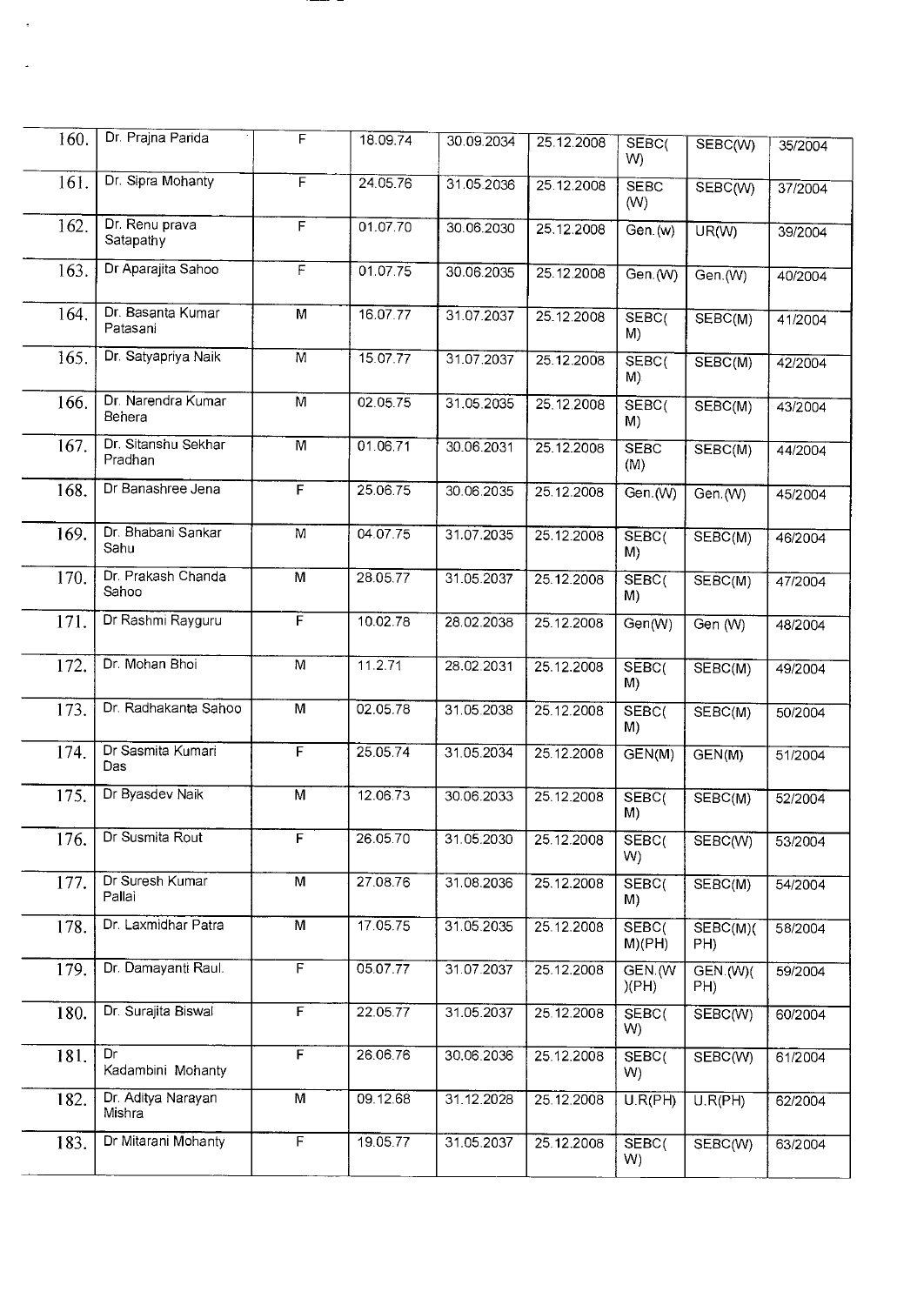| 160. | Dr. Prajna Parida | F | 18.09.74 | 30.09.2034 | 25.12.2008 | SEBC(W) | SEBC(W) | 35/2004 |
|---|---|---|---|---|---|---|---|---|
| 161. | Dr. Sipra Mohanty | F | 24.05.76 | 31.05.2036 | 25.12.2008 | SEBC (W) | SEBC(W) | 37/2004 |
| 162. | Dr. Renu prava Satapathy | F | 01.07.70 | 30.06.2030 | 25.12.2008 | Gen.(w) | UR(W) | 39/2004 |
| 163. | Dr Aparajita Sahoo | F | 01.07.75 | 30.06.2035 | 25.12.2008 | Gen.(W) | Gen.(W) | 40/2004 |
| 164. | Dr. Basanta Kumar Patasani | M | 16.07.77 | 31.07.2037 | 25.12.2008 | SEBC(M) | SEBC(M) | 41/2004 |
| 165. | Dr. Satyapriya Naik | M | 15.07.77 | 31.07.2037 | 25.12.2008 | SEBC(M) | SEBC(M) | 42/2004 |
| 166. | Dr. Narendra Kumar Behera | M | 02.05.75 | 31.05.2035 | 25.12.2008 | SEBC(M) | SEBC(M) | 43/2004 |
| 167. | Dr. Sitanshu Sekhar Pradhan | M | 01.06.71 | 30.06.2031 | 25.12.2008 | SEBC (M) | SEBC(M) | 44/2004 |
| 168. | Dr Banashree Jena | F | 25.06.75 | 30.06.2035 | 25.12.2008 | Gen.(W) | Gen.(W) | 45/2004 |
| 169. | Dr. Bhabani Sankar Sahu | M | 04.07.75 | 31.07.2035 | 25.12.2008 | SEBC(M) | SEBC(M) | 46/2004 |
| 170. | Dr. Prakash Chanda Sahoo | M | 28.05.77 | 31.05.2037 | 25.12.2008 | SEBC(M) | SEBC(M) | 47/2004 |
| 171. | Dr Rashmi Rayguru | F | 10.02.78 | 28.02.2038 | 25.12.2008 | Gen(W) | Gen (W) | 48/2004 |
| 172. | Dr. Mohan Bhoi | M | 11.2.71 | 28.02.2031 | 25.12.2008 | SEBC(M) | SEBC(M) | 49/2004 |
| 173. | Dr. Radhakanta Sahoo | M | 02.05.78 | 31.05.2038 | 25.12.2008 | SEBC(M) | SEBC(M) | 50/2004 |
| 174. | Dr Sasmita Kumari Das | F | 25.05.74 | 31.05.2034 | 25.12.2008 | GEN(M) | GEN(M) | 51/2004 |
| 175. | Dr Byasdev Naik | M | 12.06.73 | 30.06.2033 | 25.12.2008 | SEBC(M) | SEBC(M) | 52/2004 |
| 176. | Dr Susmita Rout | F | 26.05.70 | 31.05.2030 | 25.12.2008 | SEBC(W) | SEBC(W) | 53/2004 |
| 177. | Dr Suresh Kumar Pallai | M | 27.08.76 | 31.08.2036 | 25.12.2008 | SEBC(M) | SEBC(M) | 54/2004 |
| 178. | Dr. Laxmidhar Patra | M | 17.05.75 | 31.05.2035 | 25.12.2008 | SEBC(M)(PH) | SEBC(M)(PH) | 58/2004 |
| 179. | Dr. Damayanti Raul. | F | 05.07.77 | 31.07.2037 | 25.12.2008 | GEN.(W)(PH) | GEN.(W)(PH) | 59/2004 |
| 180. | Dr. Surajita Biswal | F | 22.05.77 | 31.05.2037 | 25.12.2008 | SEBC(W) | SEBC(W) | 60/2004 |
| 181. | Dr Kadambini Mohanty | F | 26.06.76 | 30.06.2036 | 25.12.2008 | SEBC(W) | SEBC(W) | 61/2004 |
| 182. | Dr. Aditya Narayan Mishra | M | 09.12.68 | 31.12.2028 | 25.12.2008 | U.R(PH) | U.R(PH) | 62/2004 |
| 183. | Dr Mitarani Mohanty | F | 19.05.77 | 31.05.2037 | 25.12.2008 | SEBC(W) | SEBC(W) | 63/2004 |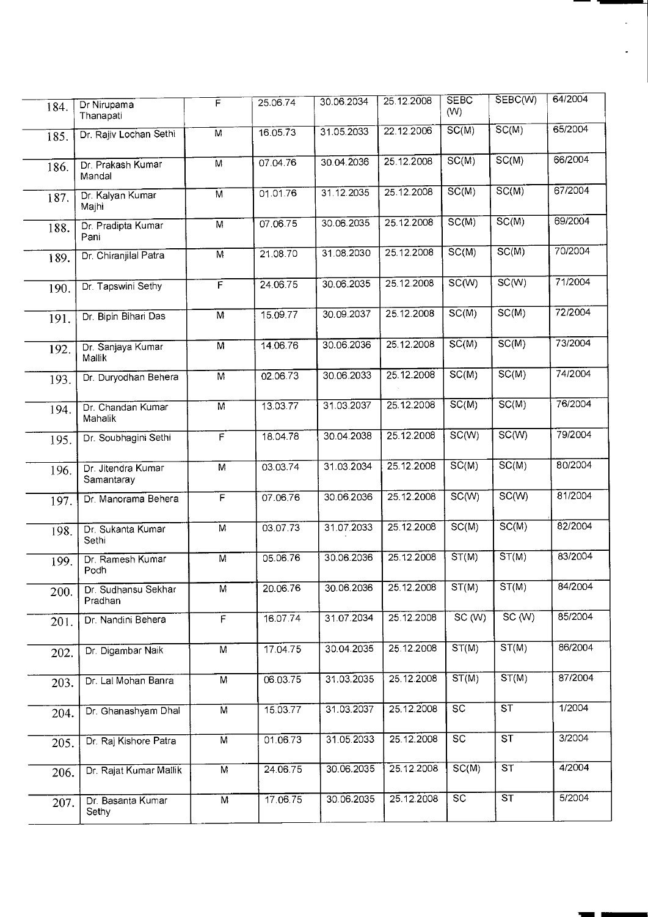| 184. | Dr Nirupama Thanapati | F | 25.06.74 | 30.06.2034 | 25.12.2008 | SEBC (W) | SEBC(W) | 64/2004 |
|---|---|---|---|---|---|---|---|---|
| 185. | Dr. Rajiv Lochan Sethi | M | 16.05.73 | 31.05.2033 | 22.12.2006 | SC(M) | SC(M) | 65/2004 |
| 186. | Dr. Prakash Kumar Mandal | M | 07.04.76 | 30.04.2036 | 25.12.2008 | SC(M) | SC(M) | 66/2004 |
| 187. | Dr. Kalyan Kumar Majhi | M | 01.01.76 | 31.12.2035 | 25.12.2008 | SC(M) | SC(M) | 67/2004 |
| 188. | Dr. Pradipta Kumar Pani | M | 07.06.75 | 30.06.2035 | 25.12.2008 | SC(M) | SC(M) | 69/2004 |
| 189. | Dr. Chiranjilal Patra | M | 21.08.70 | 31.08.2030 | 25.12.2008 | SC(M) | SC(M) | 70/2004 |
| 190. | Dr. Tapswini Sethy | F | 24.06.75 | 30.06.2035 | 25.12.2008 | SC(W) | SC(W) | 71/2004 |
| 191. | Dr. Bipin Bihari Das | M | 15.09.77 | 30.09.2037 | 25.12.2008 | SC(M) | SC(M) | 72/2004 |
| 192. | Dr. Sanjaya Kumar Mallik | M | 14.06.76 | 30.06.2036 | 25.12.2008 | SC(M) | SC(M) | 73/2004 |
| 193. | Dr. Duryodhan Behera | M | 02.06.73 | 30.06.2033 | 25.12.2008 | SC(M) | SC(M) | 74/2004 |
| 194. | Dr. Chandan Kumar Mahalik | M | 13.03.77 | 31.03.2037 | 25.12.2008 | SC(M) | SC(M) | 76/2004 |
| 195. | Dr. Soubhagini Sethi | F | 18.04.78 | 30.04.2038 | 25.12.2008 | SC(W) | SC(W) | 79/2004 |
| 196. | Dr. Jitendra Kumar Samantaray | M | 03.03.74 | 31.03.2034 | 25.12.2008 | SC(M) | SC(M) | 80/2004 |
| 197. | Dr. Manorama Behera | F | 07.06.76 | 30.06.2036 | 25.12.2008 | SC(W) | SC(W) | 81/2004 |
| 198. | Dr. Sukanta Kumar Sethi | M | 03.07.73 | 31.07.2033 | 25.12.2008 | SC(M) | SC(M) | 82/2004 |
| 199. | Dr. Ramesh Kumar Podh | M | 05.06.76 | 30.06.2036 | 25.12.2008 | ST(M) | ST(M) | 83/2004 |
| 200. | Dr. Sudhansu Sekhar Pradhan | M | 20.06.76 | 30.06.2036 | 25.12.2008 | ST(M) | ST(M) | 84/2004 |
| 201. | Dr. Nandini Behera | F | 16.07.74 | 31.07.2034 | 25.12.2008 | SC (W) | SC (W) | 85/2004 |
| 202. | Dr. Digambar Naik | M | 17.04.75 | 30.04.2035 | 25.12.2008 | ST(M) | ST(M) | 86/2004 |
| 203. | Dr. Lal Mohan Banra | M | 06.03.75 | 31.03.2035 | 25.12.2008 | ST(M) | ST(M) | 87/2004 |
| 204. | Dr. Ghanashyam Dhal | M | 15.03.77 | 31.03.2037 | 25.12.2008 | SC | ST | 1/2004 |
| 205. | Dr. Raj Kishore Patra | M | 01.06.73 | 31.05.2033 | 25.12.2008 | SC | ST | 3/2004 |
| 206. | Dr. Rajat Kumar Mallik | M | 24.06.75 | 30.06.2035 | 25.12.2008 | SC(M) | ST | 4/2004 |
| 207. | Dr. Basanta Kumar Sethy | M | 17.06.75 | 30.06.2035 | 25.12.2008 | SC | ST | 5/2004 |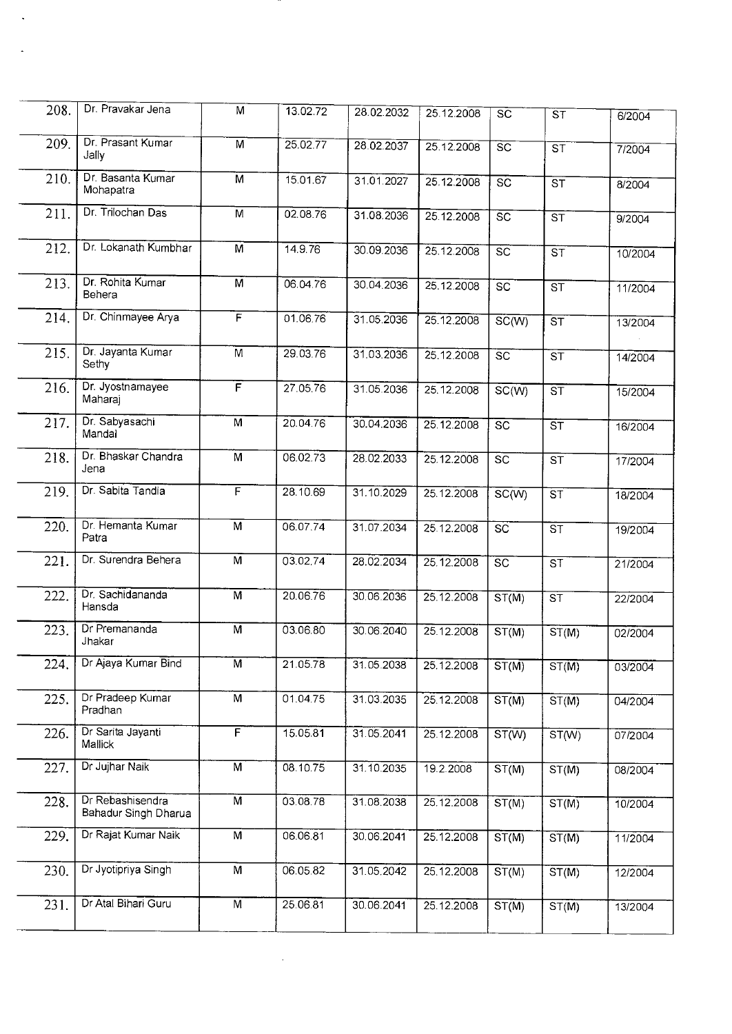| | | | | | | | | |
|---|---|---|---|---|---|---|---|---|
| 208. | Dr. Pravakar Jena | M | 13.02.72 | 28.02.2032 | 25.12.2008 | SC | ST | 6/2004 |
| 209. | Dr. Prasant Kumar Jally | M | 25.02.77 | 28.02.2037 | 25.12.2008 | SC | ST | 7/2004 |
| 210. | Dr. Basanta Kumar Mohapatra | M | 15.01.67 | 31.01.2027 | 25.12.2008 | SC | ST | 8/2004 |
| 211. | Dr. Trilochan Das | M | 02.08.76 | 31.08.2036 | 25.12.2008 | SC | ST | 9/2004 |
| 212. | Dr. Lokanath Kumbhar | M | 14.9.76 | 30.09.2036 | 25.12.2008 | SC | ST | 10/2004 |
| 213. | Dr. Rohita Kumar Behera | M | 06.04.76 | 30.04.2036 | 25.12.2008 | SC | ST | 11/2004 |
| 214. | Dr. Chinmayee Arya | F | 01.06.76 | 31.05.2036 | 25.12.2008 | SC(W) | ST | 13/2004 |
| 215. | Dr. Jayanta Kumar Sethy | M | 29.03.76 | 31.03.2036 | 25.12.2008 | SC | ST | 14/2004 |
| 216. | Dr. Jyostnamayee Maharaj | F | 27.05.76 | 31.05.2036 | 25.12.2008 | SC(W) | ST | 15/2004 |
| 217. | Dr. Sabyasachi Mandal | M | 20.04.76 | 30.04.2036 | 25.12.2008 | SC | ST | 16/2004 |
| 218. | Dr. Bhaskar Chandra Jena | M | 06.02.73 | 28.02.2033 | 25.12.2008 | SC | ST | 17/2004 |
| 219. | Dr. Sabita Tandia | F | 28.10.69 | 31.10.2029 | 25.12.2008 | SC(W) | ST | 18/2004 |
| 220. | Dr. Hemanta Kumar Patra | M | 06.07.74 | 31.07.2034 | 25.12.2008 | SC | ST | 19/2004 |
| 221. | Dr. Surendra Behera | M | 03.02.74 | 28.02.2034 | 25.12.2008 | SC | ST | 21/2004 |
| 222. | Dr. Sachidananda Hansda | M | 20.06.76 | 30.06.2036 | 25.12.2008 | ST(M) | ST | 22/2004 |
| 223. | Dr Premananda Jhakar | M | 03.06.80 | 30.06.2040 | 25.12.2008 | ST(M) | ST(M) | 02/2004 |
| 224. | Dr Ajaya Kumar Bind | M | 21.05.78 | 31.05.2038 | 25.12.2008 | ST(M) | ST(M) | 03/2004 |
| 225. | Dr Pradeep Kumar Pradhan | M | 01.04.75 | 31.03.2035 | 25.12.2008 | ST(M) | ST(M) | 04/2004 |
| 226. | Dr Sarita Jayanti Mallick | F | 15.05.81 | 31.05.2041 | 25.12.2008 | ST(W) | ST(W) | 07/2004 |
| 227. | Dr Jujhar Naik | M | 08.10.75 | 31.10.2035 | 19.2.2008 | ST(M) | ST(M) | 08/2004 |
| 228. | Dr Rebashisendra Bahadur Singh Dharua | M | 03.08.78 | 31.08.2038 | 25.12.2008 | ST(M) | ST(M) | 10/2004 |
| 229. | Dr Rajat Kumar Naik | M | 06.06.81 | 30.06.2041 | 25.12.2008 | ST(M) | ST(M) | 11/2004 |
| 230. | Dr Jyotipriya Singh | M | 06.05.82 | 31.05.2042 | 25.12.2008 | ST(M) | ST(M) | 12/2004 |
| 231. | Dr Atal Bihari Guru | M | 25.06.81 | 30.06.2041 | 25.12.2008 | ST(M) | ST(M) | 13/2004 |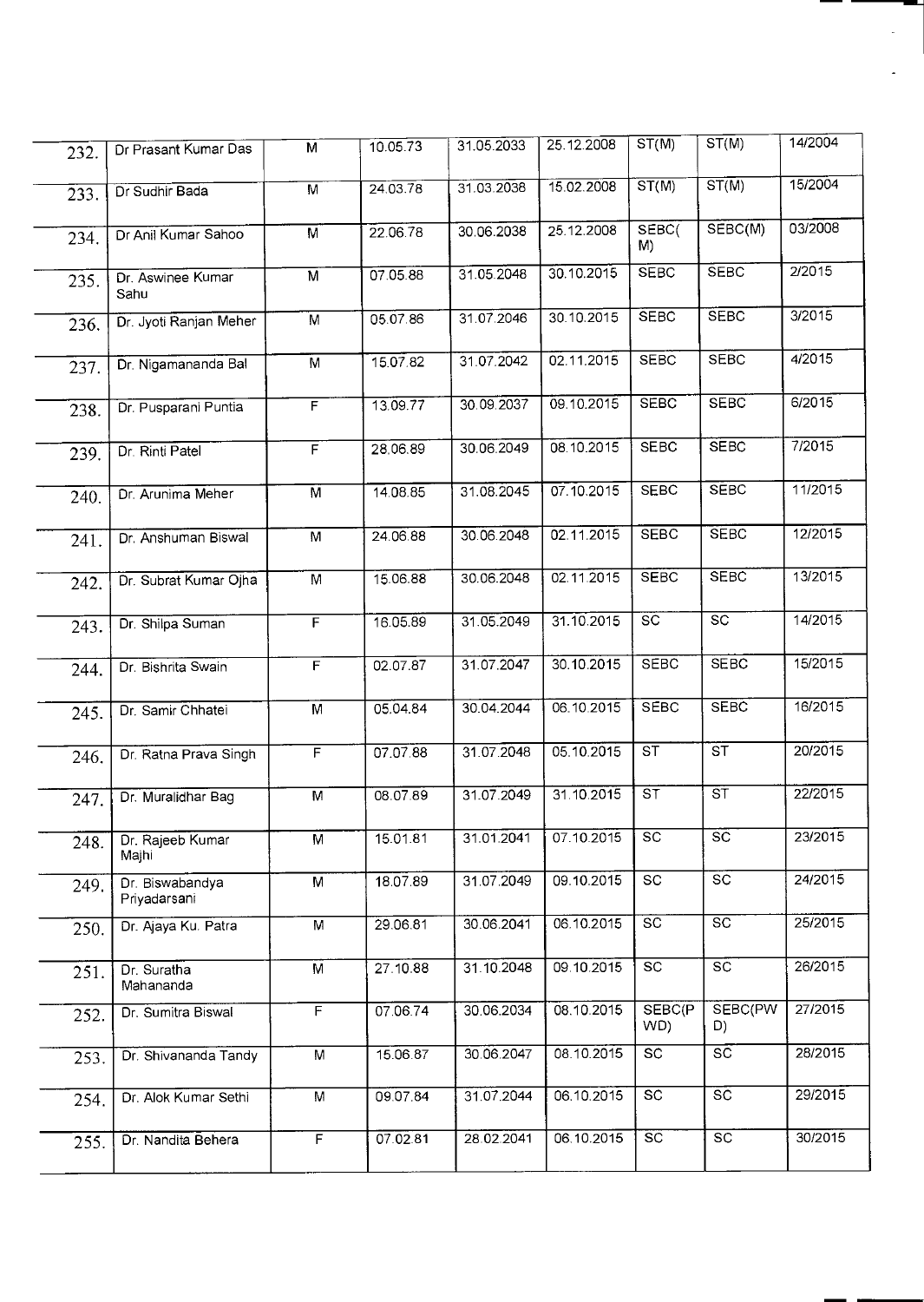| | | | | | | | | |
|---|---|---|---|---|---|---|---|---|
| 232. | Dr Prasant Kumar Das | M | 10.05.73 | 31.05.2033 | 25.12.2008 | ST(M) | ST(M) | 14/2004 |
| 233. | Dr Sudhir Bada | M | 24.03.78 | 31.03.2038 | 15.02.2008 | ST(M) | ST(M) | 15/2004 |
| 234. | Dr Anil Kumar Sahoo | M | 22.06.78 | 30.06.2038 | 25.12.2008 | SEBC(M) | SEBC(M) | 03/2008 |
| 235. | Dr. Aswinee Kumar Sahu | M | 07.05.88 | 31.05.2048 | 30.10.2015 | SEBC | SEBC | 2/2015 |
| 236. | Dr. Jyoti Ranjan Meher | M | 05.07.86 | 31.07.2046 | 30.10.2015 | SEBC | SEBC | 3/2015 |
| 237. | Dr. Nigamananda Bal | M | 15.07.82 | 31.07.2042 | 02.11.2015 | SEBC | SEBC | 4/2015 |
| 238. | Dr. Pusparani Puntia | F | 13.09.77 | 30.09.2037 | 09.10.2015 | SEBC | SEBC | 6/2015 |
| 239. | Dr. Rinti Patel | F | 28.06.89 | 30.06.2049 | 08.10.2015 | SEBC | SEBC | 7/2015 |
| 240. | Dr. Arunima Meher | M | 14.08.85 | 31.08.2045 | 07.10.2015 | SEBC | SEBC | 11/2015 |
| 241. | Dr. Anshuman Biswal | M | 24.06.88 | 30.06.2048 | 02.11.2015 | SEBC | SEBC | 12/2015 |
| 242. | Dr. Subrat Kumar Ojha | M | 15.06.88 | 30.06.2048 | 02.11.2015 | SEBC | SEBC | 13/2015 |
| 243. | Dr. Shilpa Suman | F | 16.05.89 | 31.05.2049 | 31.10.2015 | SC | SC | 14/2015 |
| 244. | Dr. Bishrita Swain | F | 02.07.87 | 31.07.2047 | 30.10.2015 | SEBC | SEBC | 15/2015 |
| 245. | Dr. Samir Chhatei | M | 05.04.84 | 30.04.2044 | 06.10.2015 | SEBC | SEBC | 16/2015 |
| 246. | Dr. Ratna Prava Singh | F | 07.07.88 | 31.07.2048 | 05.10.2015 | ST | ST | 20/2015 |
| 247. | Dr. Muralidhar Bag | M | 08.07.89 | 31.07.2049 | 31.10.2015 | ST | ST | 22/2015 |
| 248. | Dr. Rajeeb Kumar Majhi | M | 15.01.81 | 31.01.2041 | 07.10.2015 | SC | SC | 23/2015 |
| 249. | Dr. Biswabandya Priyadarsani | M | 18.07.89 | 31.07.2049 | 09.10.2015 | SC | SC | 24/2015 |
| 250. | Dr. Ajaya Ku. Patra | M | 29.06.81 | 30.06.2041 | 06.10.2015 | SC | SC | 25/2015 |
| 251. | Dr. Suratha Mahananda | M | 27.10.88 | 31.10.2048 | 09.10.2015 | SC | SC | 26/2015 |
| 252. | Dr. Sumitra Biswal | F | 07.06.74 | 30.06.2034 | 08.10.2015 | SEBC(PWD) | SEBC(PWD) | 27/2015 |
| 253. | Dr. Shivananda Tandy | M | 15.06.87 | 30.06.2047 | 08.10.2015 | SC | SC | 28/2015 |
| 254. | Dr. Alok Kumar Sethi | M | 09.07.84 | 31.07.2044 | 06.10.2015 | SC | SC | 29/2015 |
| 255. | Dr. Nandita Behera | F | 07.02.81 | 28.02.2041 | 06.10.2015 | SC | SC | 30/2015 |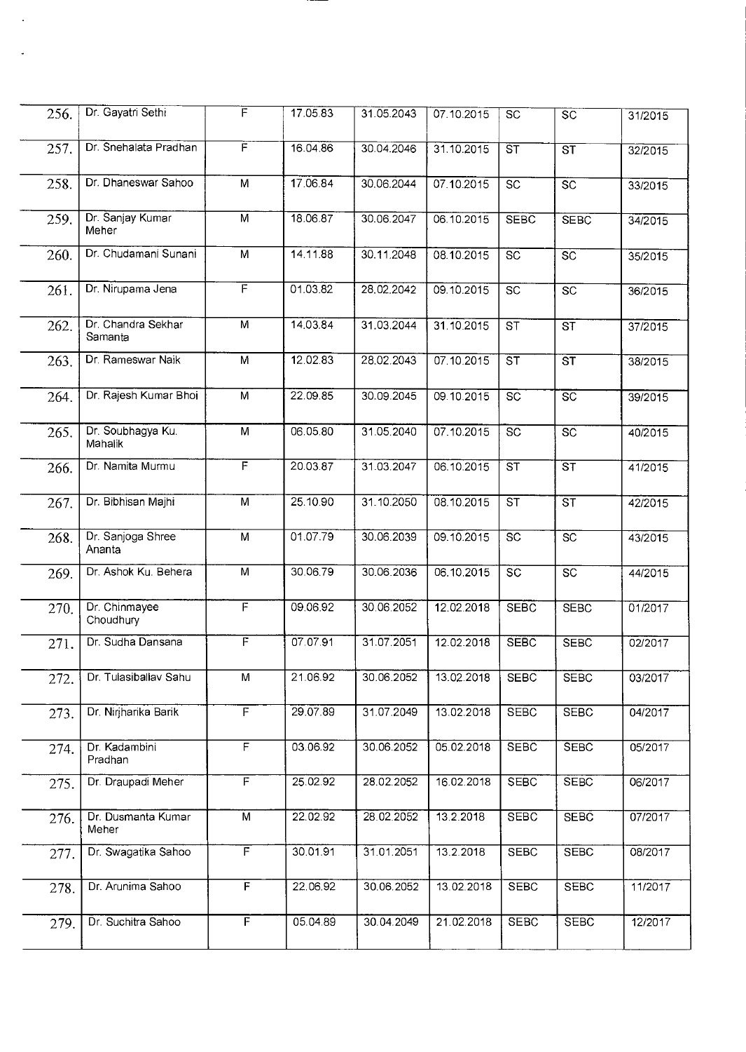| | | | | | | | | |
|---|---|---|---|---|---|---|---|---|
| 256. | Dr. Gayatri Sethi | F | 17.05.83 | 31.05.2043 | 07.10.2015 | SC | SC | 31/2015 |
| 257. | Dr. Snehalata Pradhan | F | 16.04.86 | 30.04.2046 | 31.10.2015 | ST | ST | 32/2015 |
| 258. | Dr. Dhaneswar Sahoo | M | 17.06.84 | 30.06.2044 | 07.10.2015 | SC | SC | 33/2015 |
| 259. | Dr. Sanjay Kumar Meher | M | 18.06.87 | 30.06.2047 | 06.10.2015 | SEBC | SEBC | 34/2015 |
| 260. | Dr. Chudamani Sunani | M | 14.11.88 | 30.11.2048 | 08.10.2015 | SC | SC | 35/2015 |
| 261. | Dr. Nirupama Jena | F | 01.03.82 | 28.02.2042 | 09.10.2015 | SC | SC | 36/2015 |
| 262. | Dr. Chandra Sekhar Samanta | M | 14.03.84 | 31.03.2044 | 31.10.2015 | ST | ST | 37/2015 |
| 263. | Dr. Rameswar Naik | M | 12.02.83 | 28.02.2043 | 07.10.2015 | ST | ST | 38/2015 |
| 264. | Dr. Rajesh Kumar Bhoi | M | 22.09.85 | 30.09.2045 | 09.10.2015 | SC | SC | 39/2015 |
| 265. | Dr. Soubhagya Ku. Mahalik | M | 06.05.80 | 31.05.2040 | 07.10.2015 | SC | SC | 40/2015 |
| 266. | Dr. Namita Murmu | F | 20.03.87 | 31.03.2047 | 06.10.2015 | ST | ST | 41/2015 |
| 267. | Dr. Bibhisan Majhi | M | 25.10.90 | 31.10.2050 | 08.10.2015 | ST | ST | 42/2015 |
| 268. | Dr. Sanjoga Shree Ananta | M | 01.07.79 | 30.06.2039 | 09.10.2015 | SC | SC | 43/2015 |
| 269. | Dr. Ashok Ku. Behera | M | 30.06.79 | 30.06.2036 | 06.10.2015 | SC | SC | 44/2015 |
| 270. | Dr. Chinmayee Choudhury | F | 09.06.92 | 30.06.2052 | 12.02.2018 | SEBC | SEBC | 01/2017 |
| 271. | Dr. Sudha Dansana | F | 07.07.91 | 31.07.2051 | 12.02.2018 | SEBC | SEBC | 02/2017 |
| 272. | Dr. Tulasiballav Sahu | M | 21.06.92 | 30.06.2052 | 13.02.2018 | SEBC | SEBC | 03/2017 |
| 273. | Dr. Nirjharika Barik | F | 29.07.89 | 31.07.2049 | 13.02.2018 | SEBC | SEBC | 04/2017 |
| 274. | Dr. Kadambini Pradhan | F | 03.06.92 | 30.06.2052 | 05.02.2018 | SEBC | SEBC | 05/2017 |
| 275. | Dr. Draupadi Meher | F | 25.02.92 | 28.02.2052 | 16.02.2018 | SEBC | SEBC | 06/2017 |
| 276. | Dr. Dusmanta Kumar Meher | M | 22.02.92 | 28.02.2052 | 13.2.2018 | SEBC | SEBC | 07/2017 |
| 277. | Dr. Swagatika Sahoo | F | 30.01.91 | 31.01.2051 | 13.2.2018 | SEBC | SEBC | 08/2017 |
| 278. | Dr. Arunima Sahoo | F | 22.06.92 | 30.06.2052 | 13.02.2018 | SEBC | SEBC | 11/2017 |
| 279. | Dr. Suchitra Sahoo | F | 05.04.89 | 30.04.2049 | 21.02.2018 | SEBC | SEBC | 12/2017 |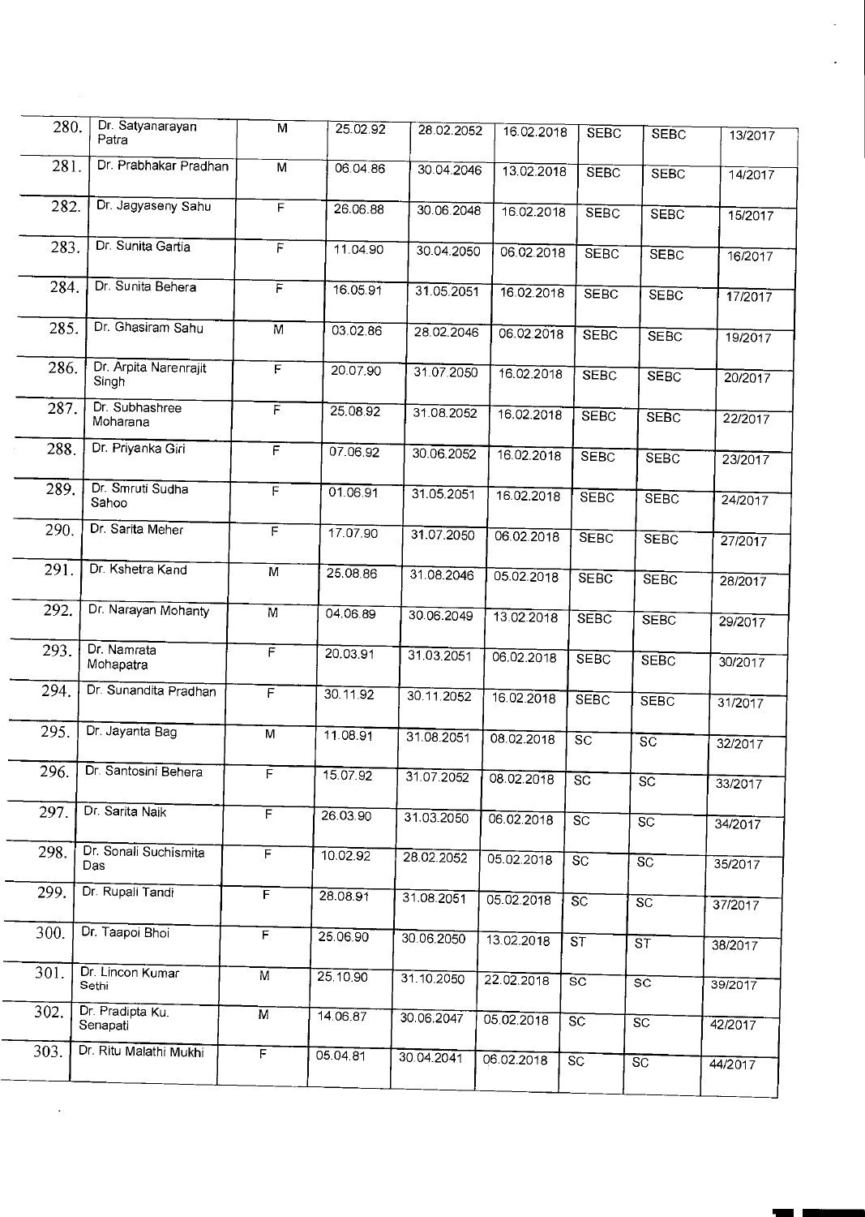| | | | | | | | | |
|---|---|---|---|---|---|---|---|---|
| 280. | Dr. Satyanarayan Patra | M | 25.02.92 | 28.02.2052 | 16.02.2018 | SEBC | SEBC | 13/2017 |
| 281. | Dr. Prabhakar Pradhan | M | 06.04.86 | 30.04.2046 | 13.02.2018 | SEBC | SEBC | 14/2017 |
| 282. | Dr. Jagyaseny Sahu | F | 26.06.88 | 30.06.2048 | 16.02.2018 | SEBC | SEBC | 15/2017 |
| 283. | Dr. Sunita Gartia | F | 11.04.90 | 30.04.2050 | 06.02.2018 | SEBC | SEBC | 16/2017 |
| 284. | Dr. Sunita Behera | F | 16.05.91 | 31.05.2051 | 16.02.2018 | SEBC | SEBC | 17/2017 |
| 285. | Dr. Ghasiram Sahu | M | 03.02.86 | 28.02.2046 | 06.02.2018 | SEBC | SEBC | 19/2017 |
| 286. | Dr. Arpita Narenrajit Singh | F | 20.07.90 | 31.07.2050 | 16.02.2018 | SEBC | SEBC | 20/2017 |
| 287. | Dr. Subhashree Moharana | F | 25.08.92 | 31.08.2052 | 16.02.2018 | SEBC | SEBC | 22/2017 |
| 288. | Dr. Priyanka Giri | F | 07.06.92 | 30.06.2052 | 16.02.2018 | SEBC | SEBC | 23/2017 |
| 289. | Dr. Smruti Sudha Sahoo | F | 01.06.91 | 31.05.2051 | 16.02.2018 | SEBC | SEBC | 24/2017 |
| 290. | Dr. Sarita Meher | F | 17.07.90 | 31.07.2050 | 06.02.2018 | SEBC | SEBC | 27/2017 |
| 291. | Dr. Kshetra Kand | M | 25.08.86 | 31.08.2046 | 05.02.2018 | SEBC | SEBC | 28/2017 |
| 292. | Dr. Narayan Mohanty | M | 04.06.89 | 30.06.2049 | 13.02.2018 | SEBC | SEBC | 29/2017 |
| 293. | Dr. Namrata Mohapatra | F | 20.03.91 | 31.03.2051 | 06.02.2018 | SEBC | SEBC | 30/2017 |
| 294. | Dr. Sunandita Pradhan | F | 30.11.92 | 30.11.2052 | 16.02.2018 | SEBC | SEBC | 31/2017 |
| 295. | Dr. Jayanta Bag | M | 11.08.91 | 31.08.2051 | 08.02.2018 | SC | SC | 32/2017 |
| 296. | Dr. Santosini Behera | F | 15.07.92 | 31.07.2052 | 08.02.2018 | SC | SC | 33/2017 |
| 297. | Dr. Sarita Naik | F | 26.03.90 | 31.03.2050 | 06.02.2018 | SC | SC | 34/2017 |
| 298. | Dr. Sonali Suchismita Das | F | 10.02.92 | 28.02.2052 | 05.02.2018 | SC | SC | 35/2017 |
| 299. | Dr. Rupali Tandi | F | 28.08.91 | 31.08.2051 | 05.02.2018 | SC | SC | 37/2017 |
| 300. | Dr. Taapoi Bhoi | F | 25.06.90 | 30.06.2050 | 13.02.2018 | ST | ST | 38/2017 |
| 301. | Dr. Lincon Kumar Sethi | M | 25.10.90 | 31.10.2050 | 22.02.2018 | SC | SC | 39/2017 |
| 302. | Dr. Pradipta Ku. Senapati | M | 14.06.87 | 30.06.2047 | 05.02.2018 | SC | SC | 42/2017 |
| 303. | Dr. Ritu Malathi Mukhi | F | 05.04.81 | 30.04.2041 | 06.02.2018 | SC | SC | 44/2017 |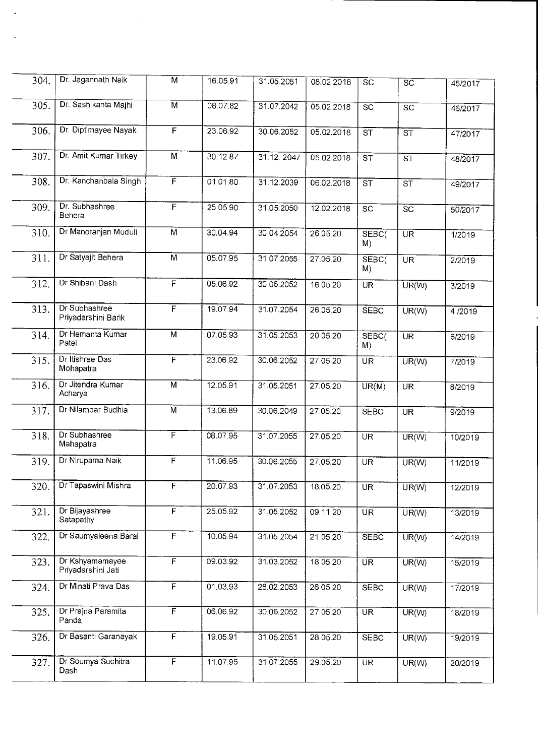| | | | | | | | | |
|---|---|---|---|---|---|---|---|---|
| 304. | Dr. Jagannath Naik | M | 16.05.91 | 31.05.2051 | 08.02.2018 | SC | SC | 45/2017 |
| 305. | Dr. Sashikanta Majhi | M | 08.07.82 | 31.07.2042 | 05.02.2018 | SC | SC | 46/2017 |
| 306. | Dr. Diptimayee Nayak | F | 23.06.92 | 30.06.2052 | 05.02.2018 | ST | ST | 47/2017 |
| 307. | Dr. Amit Kumar Tirkey | M | 30.12.87 | 31.12. 2047 | 05.02.2018 | ST | ST | 48/2017 |
| 308. | Dr. Kanchanbala Singh | F | 01.01.80 | 31.12.2039 | 06.02.2018 | ST | ST | 49/2017 |
| 309. | Dr. Subhashree Behera | F | 25.05.90 | 31.05.2050 | 12.02.2018 | SC | SC | 50/2017 |
| 310. | Dr Manoranjan Muduli | M | 30.04.94 | 30.04.2054 | 26.05.20 | SEBC(M) | UR | 1/2019 |
| 311. | Dr Satyajit Behera | M | 05.07.95 | 31.07.2055 | 27.05.20 | SEBC(M) | UR | 2/2019 |
| 312. | Dr Shibani Dash | F | 05.06.92 | 30.06.2052 | 16.05.20 | UR | UR(W) | 3/2019 |
| 313. | Dr Subhashree Priyadarshini Barik | F | 19.07.94 | 31.07.2054 | 26.05.20 | SEBC | UR(W) | 4 /2019 |
| 314. | Dr Hemanta Kumar Patel | M | 07.05.93 | 31.05.2053 | 20.05.20 | SEBC(M) | UR | 6/2019 |
| 315. | Dr Itishree Das Mohapatra | F | 23.06.92 | 30.06.2052 | 27.05.20 | UR | UR(W) | 7/2019 |
| 316. | Dr Jitendra Kumar Acharya | M | 12.05.91 | 31.05.2051 | 27.05.20 | UR(M) | UR | 8/2019 |
| 317. | Dr Nilambar Budhia | M | 13.06.89 | 30.06.2049 | 27.05.20 | SEBC | UR | 9/2019 |
| 318. | Dr Subhashree Mahapatra | F | 08.07.95 | 31.07.2055 | 27.05.20 | UR | UR(W) | 10/2019 |
| 319. | Dr Nirupama Naik | F | 11.06.95 | 30.06.2055 | 27.05.20 | UR | UR(W) | 11/2019 |
| 320. | Dr Tapaswini Mishra | F | 20.07.93 | 31.07.2053 | 18.05.20 | UR | UR(W) | 12/2019 |
| 321. | Dr Bijayashree Satapathy | F | 25.05.92 | 31.05.2052 | 09.11.20 | UR | UR(W) | 13/2019 |
| 322. | Dr Saumyaleena Baral | F | 10.05.94 | 31.05.2054 | 21.05.20 | SEBC | UR(W) | 14/2019 |
| 323. | Dr Kshyamamayee Priyadarshini Jati | F | 09.03.92 | 31.03.2052 | 18.05.20 | UR | UR(W) | 15/2019 |
| 324. | Dr Minati Prava Das | F | 01.03.93 | 28.02.2053 | 26.05.20 | SEBC | UR(W) | 17/2019 |
| 325. | Dr Prajna Paramita Panda | F | 06.06.92 | 30.06.2052 | 27.05.20 | UR | UR(W) | 18/2019 |
| 326. | Dr Basanti Garanayak | F | 19.05.91 | 31.05.2051 | 28.05.20 | SEBC | UR(W) | 19/2019 |
| 327. | Dr Soumya Suchitra Dash | F | 11.07.95 | 31.07.2055 | 29.05.20 | UR | UR(W) | 20/2019 |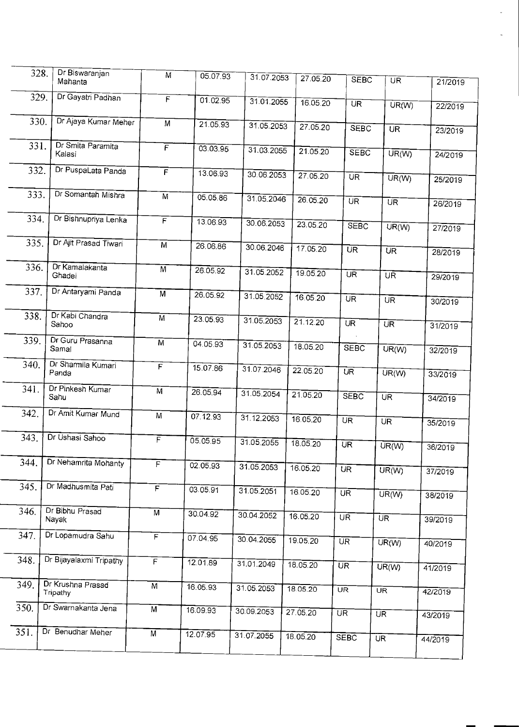| 328. | Dr Biswaranjan Mahanta | M | 05.07.93 | 31.07.2053 | 27.05.20 | SEBC | UR | 21/2019 |
|---|---|---|---|---|---|---|---|---|
| 329. | Dr Gayatri Padhan | F | 01.02.95 | 31.01.2055 | 16.05.20 | UR | UR(W) | 22/2019 |
| 330. | Dr Ajaya Kumar Meher | M | 21.05.93 | 31.05.2053 | 27.05.20 | SEBC | UR | 23/2019 |
| 331. | Dr Smita Paramita Kalasi | F | 03.03.95 | 31.03.2055 | 21.05.20 | SEBC | UR(W) | 24/2019 |
| 332. | Dr PuspaLata Panda | F | 13.06.93 | 30.06.2053 | 27.05.20 | UR | UR(W) | 25/2019 |
| 333. | Dr Somantah Mishra | M | 05.05.86 | 31.05.2046 | 26.05.20 | UR | UR | 26/2019 |
| 334. | Dr Bishnupriya Lenka | F | 13.06.93 | 30.06.2053 | 23.05.20 | SEBC | UR(W) | 27/2019 |
| 335. | Dr Ajit Prasad Tiwari | M | 26.06.86 | 30.06.2046 | 17.05.20 | UR | UR | 28/2019 |
| 336. | Dr Kamalakanta Ghadei | M | 26.05.92 | 31.05.2052 | 19.05.20 | UR | UR | 29/2019 |
| 337. | Dr Antaryami Panda | M | 26.05.92 | 31.05.2052 | 16.05.20 | UR | UR | 30/2019 |
| 338. | Dr Kabi Chandra Sahoo | M | 23.05.93 | 31.05.2053 | 21.12.20 | UR | UR | 31/2019 |
| 339. | Dr Guru Prasanna Samal | M | 04.05.93 | 31.05.2053 | 18.05.20 | SEBC | UR(W) | 32/2019 |
| 340. | Dr Sharmila Kumari Panda | F | 15.07.86 | 31.07.2046 | 22.05.20 | UR | UR(W) | 33/2019 |
| 341. | Dr Pinkesh Kumar Sahu | M | 26.05.94 | 31.05.2054 | 21.05.20 | SEBC | UR | 34/2019 |
| 342. | Dr Amit Kumar Mund | M | 07.12.93 | 31.12.2053 | 16.05.20 | UR | UR | 35/2019 |
| 343. | Dr Ushasi Sahoo | F | 05.05.95 | 31.05.2055 | 18.05.20 | UR | UR(W) | 36/2019 |
| 344. | Dr Nehamrita Mohanty | F | 02.05.93 | 31.05.2053 | 16.05.20 | UR | UR(W) | 37/2019 |
| 345. | Dr Madhusmita Pati | F | 03.05.91 | 31.05.2051 | 16.05.20 | UR | UR(W) | 38/2019 |
| 346. | Dr Bibhu Prasad Nayak | M | 30.04.92 | 30.04.2052 | 16.05.20 | UR | UR | 39/2019 |
| 347. | Dr Lopamudra Sahu | F | 07.04.95 | 30.04.2055 | 19.05.20 | UR | UR(W) | 40/2019 |
| 348. | Dr Bijayalaxmi Tripathy | F | 12.01.89 | 31.01.2049 | 18.05.20 | UR | UR(W) | 41/2019 |
| 349. | Dr Krushna Prasad Tripathy | M | 16.05.93 | 31.05.2053 | 18.05.20 | UR | UR | 42/2019 |
| 350. | Dr Swarnakanta Jena | M | 16.09.93 | 30.09.2053 | 27.05.20 | UR | UR | 43/2019 |
| 351. | Dr Benudhar Meher | M | 12.07.95 | 31.07.2055 | 18.05.20 | SEBC | UR | 44/2019 |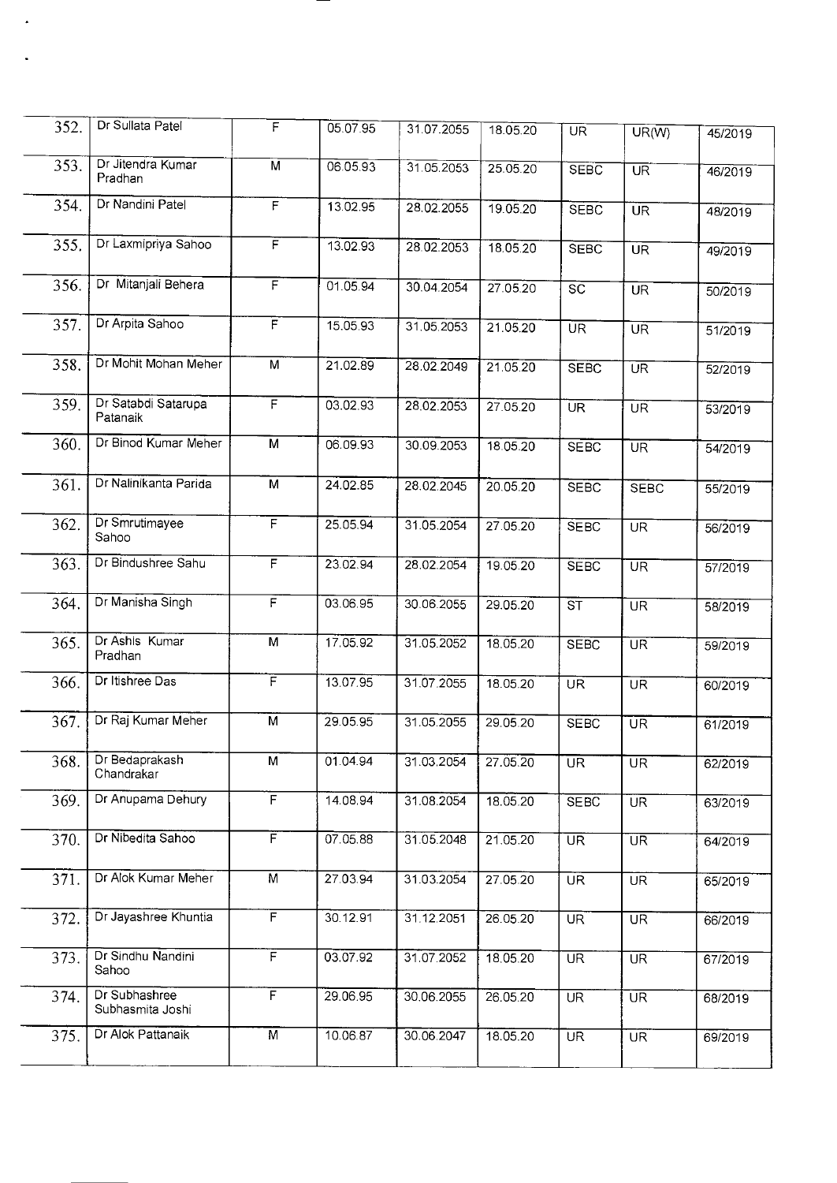| | | | | | | | | |
|---|---|---|---|---|---|---|---|---|
| 352. | Dr Sullata Patel | F | 05.07.95 | 31.07.2055 | 18.05.20 | UR | UR(W) | 45/2019 |
| 353. | Dr Jitendra Kumar Pradhan | M | 06.05.93 | 31.05.2053 | 25.05.20 | SEBC | UR | 46/2019 |
| 354. | Dr Nandini Patel | F | 13.02.95 | 28.02.2055 | 19.05.20 | SEBC | UR | 48/2019 |
| 355. | Dr Laxmipriya Sahoo | F | 13.02.93 | 28.02.2053 | 18.05.20 | SEBC | UR | 49/2019 |
| 356. | Dr Mitanjali Behera | F | 01.05.94 | 30.04.2054 | 27.05.20 | SC | UR | 50/2019 |
| 357. | Dr Arpita Sahoo | F | 15.05.93 | 31.05.2053 | 21.05.20 | UR | UR | 51/2019 |
| 358. | Dr Mohit Mohan Meher | M | 21.02.89 | 28.02.2049 | 21.05.20 | SEBC | UR | 52/2019 |
| 359. | Dr Satabdi Satarupa Patanaik | F | 03.02.93 | 28.02.2053 | 27.05.20 | UR | UR | 53/2019 |
| 360. | Dr Binod Kumar Meher | M | 06.09.93 | 30.09.2053 | 18.05.20 | SEBC | UR | 54/2019 |
| 361. | Dr Nalinikanta Parida | M | 24.02.85 | 28.02.2045 | 20.05.20 | SEBC | SEBC | 55/2019 |
| 362. | Dr Smrutimayee Sahoo | F | 25.05.94 | 31.05.2054 | 27.05.20 | SEBC | UR | 56/2019 |
| 363. | Dr Bindushree Sahu | F | 23.02.94 | 28.02.2054 | 19.05.20 | SEBC | UR | 57/2019 |
| 364. | Dr Manisha Singh | F | 03.06.95 | 30.06.2055 | 29.05.20 | ST | UR | 58/2019 |
| 365. | Dr Ashis Kumar Pradhan | M | 17.05.92 | 31.05.2052 | 18.05.20 | SEBC | UR | 59/2019 |
| 366. | Dr Itishree Das | F | 13.07.95 | 31.07.2055 | 18.05.20 | UR | UR | 60/2019 |
| 367. | Dr Raj Kumar Meher | M | 29.05.95 | 31.05.2055 | 29.05.20 | SEBC | UR | 61/2019 |
| 368. | Dr Bedaprakash Chandrakar | M | 01.04.94 | 31.03.2054 | 27.05.20 | UR | UR | 62/2019 |
| 369. | Dr Anupama Dehury | F | 14.08.94 | 31.08.2054 | 18.05.20 | SEBC | UR | 63/2019 |
| 370. | Dr Nibedita Sahoo | F | 07.05.88 | 31.05.2048 | 21.05.20 | UR | UR | 64/2019 |
| 371. | Dr Alok Kumar Meher | M | 27.03.94 | 31.03.2054 | 27.05.20 | UR | UR | 65/2019 |
| 372. | Dr Jayashree Khuntia | F | 30.12.91 | 31.12.2051 | 26.05.20 | UR | UR | 66/2019 |
| 373. | Dr Sindhu Nandini Sahoo | F | 03.07.92 | 31.07.2052 | 18.05.20 | UR | UR | 67/2019 |
| 374. | Dr Subhashree Subhasmita Joshi | F | 29.06.95 | 30.06.2055 | 26.05.20 | UR | UR | 68/2019 |
| 375. | Dr Alok Pattanaik | M | 10.06.87 | 30.06.2047 | 18.05.20 | UR | UR | 69/2019 |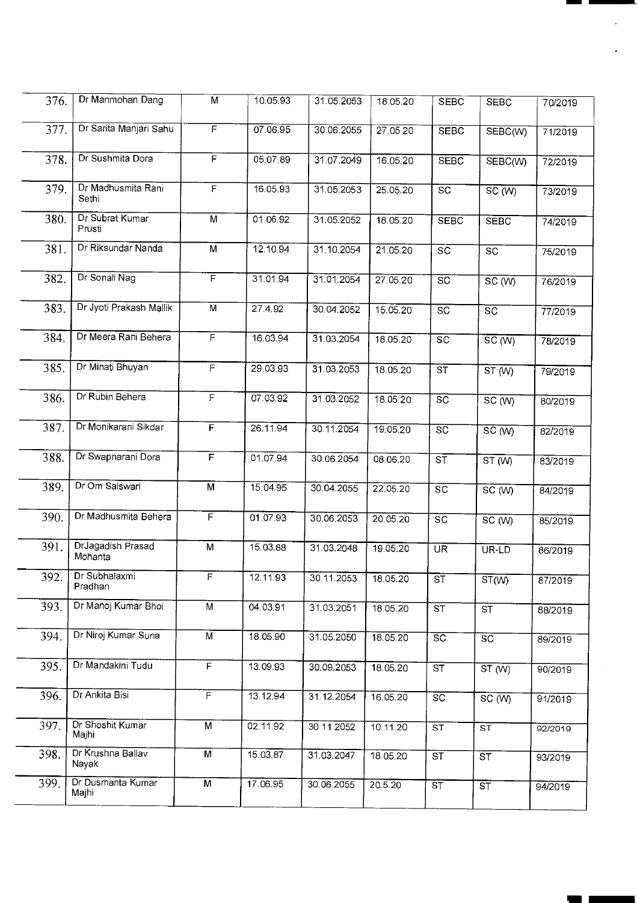| 376. | Dr Manmohan Dang | M | 10.05.93 | 31.05.2053 | 18.05.20 | SEBC | SEBC | 70/2019 |
|---|---|---|---|---|---|---|---|---|
| 377. | Dr Sarita Manjari Sahu | F | 07.06.95 | 30.06.2055 | 27.05.20 | SEBC | SEBC(W) | 71/2019 |
| 378. | Dr Sushmita Dora | F | 05.07.89 | 31.07.2049 | 16.05.20 | SEBC | SEBC(W) | 72/2019 |
| 379. | Dr Madhusmita Rani Sethi | F | 16.05.93 | 31.05.2053 | 25.05.20 | SC | SC (W) | 73/2019 |
| 380. | Dr Subrat Kumar Prusti | M | 01.06.92 | 31.05.2052 | 18.05.20 | SEBC | SEBC | 74/2019 |
| 381. | Dr Riksundar Nanda | M | 12.10.94 | 31.10.2054 | 21.05.20 | SC | SC | 75/2019 |
| 382. | Dr Sonali Nag | F | 31.01.94 | 31.01.2054 | 27.05.20 | SC | SC (W) | 76/2019 |
| 383. | Dr Jyoti Prakash Mallik | M | 27.4.92 | 30.04.2052 | 15.05.20 | SC | SC | 77/2019 |
| 384. | Dr Meera Rani Behera | F | 16.03.94 | 31.03.2054 | 18.05.20 | SC | SC (W) | 78/2019 |
| 385. | Dr Minati Bhuyan | F | 29.03.93 | 31.03.2053 | 18.05.20 | ST | ST (W) | 79/2019 |
| 386. | Dr Rubin Behera | F | 07.03.92 | 31.03.2052 | 18.05.20 | SC | SC (W) | 80/2019 |
| 387. | Dr Monikarani Sikdar | F | 26.11.94 | 30.11.2054 | 19.05.20 | SC | SC (W) | 82/2019 |
| 388. | Dr Swapnarani Dora | F | 01.07.94 | 30.06.2054 | 08.06.20 | ST | ST (W) | 83/2019 |
| 389. | Dr Om Saiswari | M | 15.04.95 | 30.04.2055 | 22.05.20 | SC | SC (W) | 84/2019 |
| 390. | Dr Madhusmita Behera | F | 01.07.93 | 30.06.2053 | 20.05.20 | SC | SC (W) | 85/2019 |
| 391. | DrJagadish Prasad Mohanta | M | 15.03.88 | 31.03.2048 | 19.05.20 | UR | UR-LD | 86/2019 |
| 392. | Dr Subhalaxmi Pradhan | F | 12.11.93 | 30.11.2053 | 18.05.20 | ST | ST(W) | 87/2019 |
| 393. | Dr Manoj Kumar Bhoi | M | 04.03.91 | 31.03.2051 | 18.05.20 | ST | ST | 88/2019 |
| 394. | Dr Niroj Kumar Suna | M | 18.05.90 | 31.05.2050 | 18.05.20 | SC | SC | 89/2019 |
| 395. | Dr Mandakini Tudu | F | 13.09.93 | 30.09.2053 | 18.05.20 | ST | ST (W) | 90/2019 |
| 396. | Dr Ankita Bisi | F | 13.12.94 | 31.12.2054 | 16.05.20 | SC | SC (W) | 91/2019 |
| 397. | Dr Shoshit Kumar Majhi | M | 02.11.92 | 30.11.2052 | 10.11.20 | ST | ST | 92/2019 |
| 398. | Dr Krushna Ballav Nayak | M | 15.03.87 | 31.03.2047 | 18.05.20 | ST | ST | 93/2019 |
| 399. | Dr Dusmanta Kumar Majhi | M | 17.06.95 | 30.06.2055 | 20.5.20 | ST | ST | 94/2019 |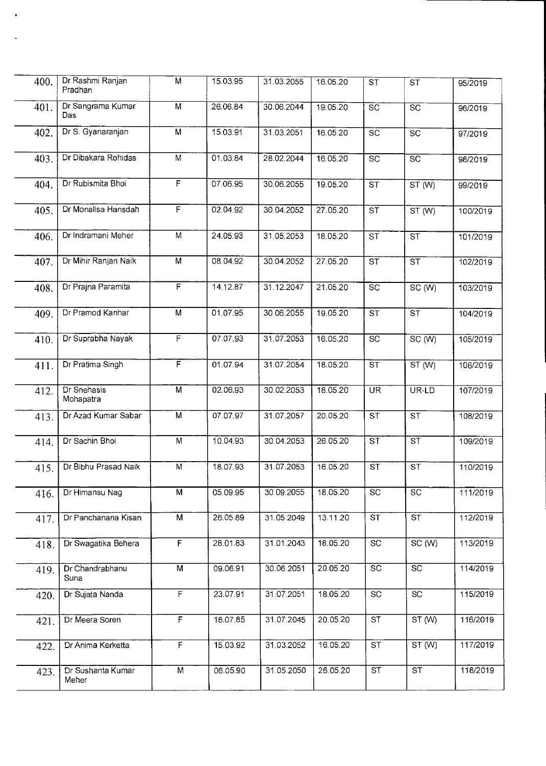| 400. | Dr Rashmi Ranjan Pradhan | M | 15.03.95 | 31.03.2055 | 16.05.20 | ST | ST | 95/2019 |
|---|---|---|---|---|---|---|---|---|
| 401. | Dr Sangrama Kumar Das | M | 26.06.84 | 30.06.2044 | 19.05.20 | SC | SC | 96/2019 |
| 402. | Dr S. Gyanaranjan | M | 15.03.91 | 31.03.2051 | 16.05.20 | SC | SC | 97/2019 |
| 403. | Dr Dibakara Rohidas | M | 01.03.84 | 28.02.2044 | 16.05.20 | SC | SC | 98/2019 |
| 404. | Dr Rubismita Bhoi | F | 07.06.95 | 30.06.2055 | 19.05.20 | ST | ST (W) | 99/2019 |
| 405. | Dr Monalisa Hansdah | F | 02.04.92 | 30.04.2052 | 27.05.20 | ST | ST (W) | 100/2019 |
| 406. | Dr Indramani Meher | M | 24.05.93 | 31.05.2053 | 18.05.20 | ST | ST | 101/2019 |
| 407. | Dr Mihir Ranjan Naik | M | 08.04.92 | 30.04.2052 | 27.05.20 | ST | ST | 102/2019 |
| 408. | Dr Prajna Paramita | F | 14.12.87 | 31.12.2047 | 21.05.20 | SC | SC (W) | 103/2019 |
| 409. | Dr Pramod Kanhar | M | 01.07.95 | 30.06.2055 | 19.05.20 | ST | ST | 104/2019 |
| 410. | Dr Suprabha Nayak | F | 07.07.93 | 31.07.2053 | 16.05.20 | SC | SC (W) | 105/2019 |
| 411. | Dr Pratima Singh | F | 01.07.94 | 31.07.2054 | 18.05.20 | ST | ST (W) | 106/2019 |
| 412. | Dr Snehasis Mohapatra | M | 02.06.93 | 30.02.2053 | 18.05.20 | UR | UR-LD | 107/2019 |
| 413. | Dr Azad Kumar Sabar | M | 07.07.97 | 31.07.2057 | 20.05.20 | ST | ST | 108/2019 |
| 414. | Dr Sachin Bhoi | M | 10.04.93 | 30.04.2053 | 26.05.20 | ST | ST | 109/2019 |
| 415. | Dr Bibhu Prasad Naik | M | 18.07.93 | 31.07.2053 | 16.05.20 | ST | ST | 110/2019 |
| 416. | Dr Himansu Nag | M | 05.09.95 | 30.09.2055 | 18.05.20 | SC | SC | 111/2019 |
| 417. | Dr Panchanana Kisan | M | 26.05.89 | 31.05.2049 | 13.11.20 | ST | ST | 112/2019 |
| 418. | Dr Swagatika Behera | F | 28.01.83 | 31.01.2043 | 18.05.20 | SC | SC (W) | 113/2019 |
| 419. | Dr Chandrabhanu Suna | M | 09.06.91 | 30.06.2051 | 20.05.20 | SC | SC | 114/2019 |
| 420. | Dr Sujata Nanda | F | 23.07.91 | 31.07.2051 | 18.05.20 | SC | SC | 115/2019 |
| 421. | Dr Meera Soren | F | 18.07.85 | 31.07.2045 | 20.05.20 | ST | ST (W) | 116/2019 |
| 422. | Dr Anima Kerketta | F | 15.03.92 | 31.03.2052 | 16.05.20 | ST | ST (W) | 117/2019 |
| 423. | Dr Sushanta Kumar Meher | M | 06.05.90 | 31.05.2050 | 26.05.20 | ST | ST | 118/2019 |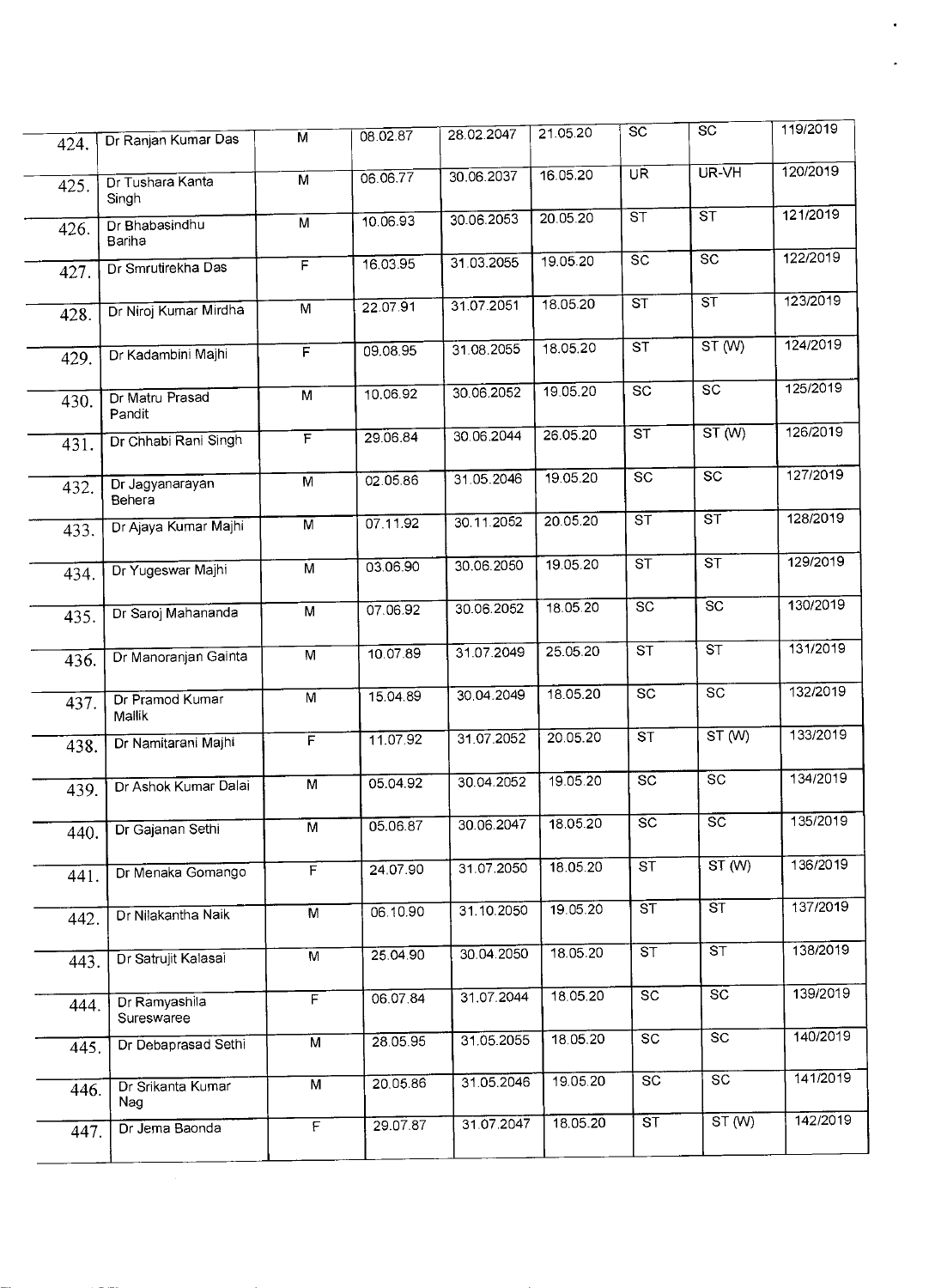| | | | | | | | | |
|---|---|---|---|---|---|---|---|---|
| 424. | Dr Ranjan Kumar Das | M | 08.02.87 | 28.02.2047 | 21.05.20 | SC | SC | 119/2019 |
| 425. | Dr Tushara Kanta Singh | M | 06.06.77 | 30.06.2037 | 16.05.20 | UR | UR-VH | 120/2019 |
| 426. | Dr Bhabasindhu Bariha | M | 10.06.93 | 30.06.2053 | 20.05.20 | ST | ST | 121/2019 |
| 427. | Dr Smrutirekha Das | F | 16.03.95 | 31.03.2055 | 19.05.20 | SC | SC | 122/2019 |
| 428. | Dr Niroj Kumar Mirdha | M | 22.07.91 | 31.07.2051 | 18.05.20 | ST | ST | 123/2019 |
| 429. | Dr Kadambini Majhi | F | 09.08.95 | 31.08.2055 | 18.05.20 | ST | ST (W) | 124/2019 |
| 430. | Dr Matru Prasad Pandit | M | 10.06.92 | 30.06.2052 | 19.05.20 | SC | SC | 125/2019 |
| 431. | Dr Chhabi Rani Singh | F | 29.06.84 | 30.06.2044 | 26.05.20 | ST | ST (W) | 126/2019 |
| 432. | Dr Jagyanarayan Behera | M | 02.05.86 | 31.05.2046 | 19.05.20 | SC | SC | 127/2019 |
| 433. | Dr Ajaya Kumar Majhi | M | 07.11.92 | 30.11.2052 | 20.05.20 | ST | ST | 128/2019 |
| 434. | Dr Yugeswar Majhi | M | 03.06.90 | 30.06.2050 | 19.05.20 | ST | ST | 129/2019 |
| 435. | Dr Saroj Mahananda | M | 07.06.92 | 30.06.2052 | 18.05.20 | SC | SC | 130/2019 |
| 436. | Dr Manoranjan Gainta | M | 10.07.89 | 31.07.2049 | 25.05.20 | ST | ST | 131/2019 |
| 437. | Dr Pramod Kumar Mallik | M | 15.04.89 | 30.04.2049 | 18.05.20 | SC | SC | 132/2019 |
| 438. | Dr Namitarani Majhi | F | 11.07.92 | 31.07.2052 | 20.05.20 | ST | ST (W) | 133/2019 |
| 439. | Dr Ashok Kumar Dalai | M | 05.04.92 | 30.04.2052 | 19.05.20 | SC | SC | 134/2019 |
| 440. | Dr Gajanan Sethi | M | 05.06.87 | 30.06.2047 | 18.05.20 | SC | SC | 135/2019 |
| 441. | Dr Menaka Gomango | F | 24.07.90 | 31.07.2050 | 18.05.20 | ST | ST (W) | 136/2019 |
| 442. | Dr Nilakantha Naik | M | 06.10.90 | 31.10.2050 | 19.05.20 | ST | ST | 137/2019 |
| 443. | Dr Satrujit Kalasai | M | 25.04.90 | 30.04.2050 | 18.05.20 | ST | ST | 138/2019 |
| 444. | Dr Ramyashila Sureswaree | F | 06.07.84 | 31.07.2044 | 18.05.20 | SC | SC | 139/2019 |
| 445. | Dr Debaprasad Sethi | M | 28.05.95 | 31.05.2055 | 18.05.20 | SC | SC | 140/2019 |
| 446. | Dr Srikanta Kumar Nag | M | 20.05.86 | 31.05.2046 | 19.05.20 | SC | SC | 141/2019 |
| 447. | Dr Jema Baonda | F | 29.07.87 | 31.07.2047 | 18.05.20 | ST | ST (W) | 142/2019 |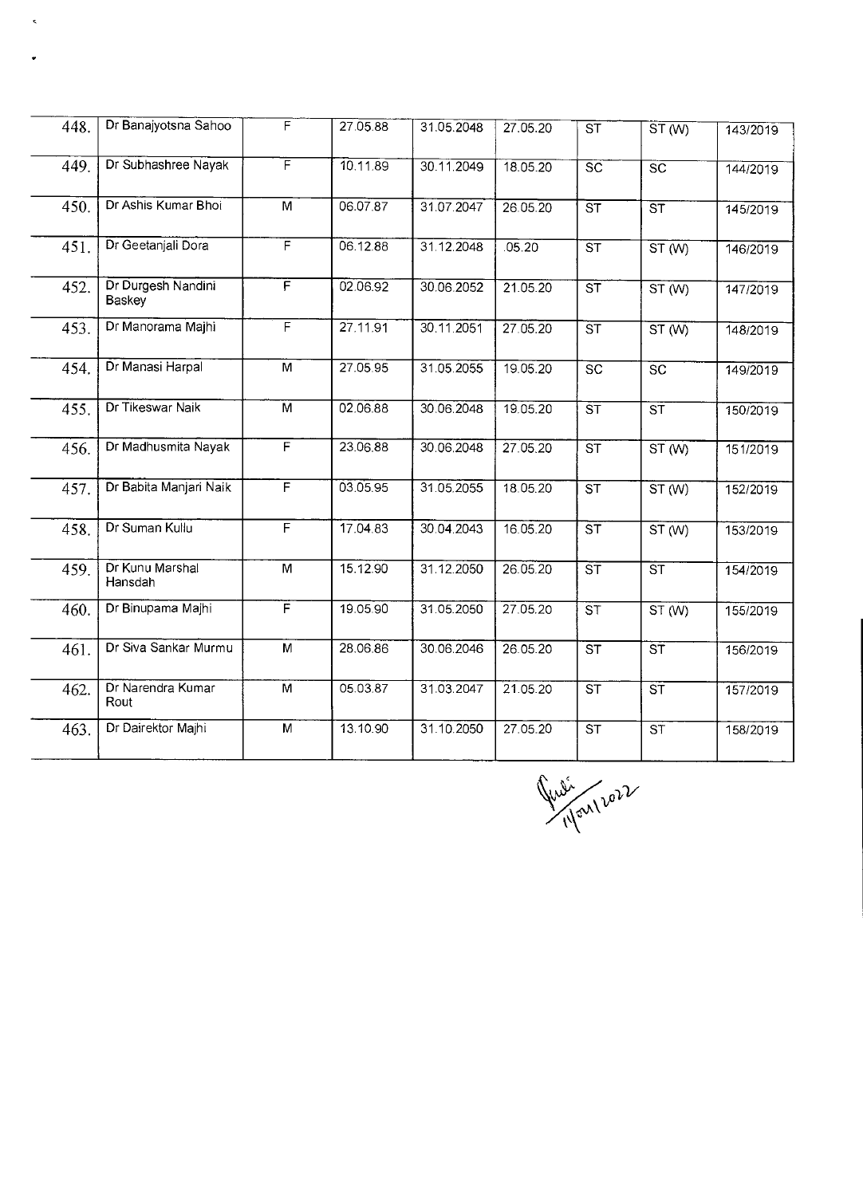| | | | | | | | | |
|---|---|---|---|---|---|---|---|---|
| 448. | Dr Banajyotsna Sahoo | F | 27.05.88 | 31.05.2048 | 27.05.20 | ST | ST (W) | 143/2019 |
| 449. | Dr Subhashree Nayak | F | 10.11.89 | 30.11.2049 | 18.05.20 | SC | SC | 144/2019 |
| 450. | Dr Ashis Kumar Bhoi | M | 06.07.87 | 31.07.2047 | 26.05.20 | ST | ST | 145/2019 |
| 451. | Dr Geetanjali Dora | F | 06.12.88 | 31.12.2048 | .05.20 | ST | ST (W) | 146/2019 |
| 452. | Dr Durgesh Nandini Baskey | F | 02.06.92 | 30.06.2052 | 21.05.20 | ST | ST (W) | 147/2019 |
| 453. | Dr Manorama Majhi | F | 27.11.91 | 30.11.2051 | 27.05.20 | ST | ST (W) | 148/2019 |
| 454. | Dr Manasi Harpal | M | 27.05.95 | 31.05.2055 | 19.05.20 | SC | SC | 149/2019 |
| 455. | Dr Tikeswar Naik | M | 02.06.88 | 30.06.2048 | 19.05.20 | ST | ST | 150/2019 |
| 456. | Dr Madhusmita Nayak | F | 23.06.88 | 30.06.2048 | 27.05.20 | ST | ST (W) | 151/2019 |
| 457. | Dr Babita Manjari Naik | F | 03.05.95 | 31.05.2055 | 18.05.20 | ST | ST (W) | 152/2019 |
| 458. | Dr Suman Kullu | F | 17.04.83 | 30.04.2043 | 16.05.20 | ST | ST (W) | 153/2019 |
| 459. | Dr Kunu Marshal Hansdah | M | 15.12.90 | 31.12.2050 | 26.05.20 | ST | ST | 154/2019 |
| 460. | Dr Binupama Majhi | F | 19.05.90 | 31.05.2050 | 27.05.20 | ST | ST (W) | 155/2019 |
| 461. | Dr Siva Sankar Murmu | M | 28.06.86 | 30.06.2046 | 26.05.20 | ST | ST | 156/2019 |
| 462. | Dr Narendra Kumar Rout | M | 05.03.87 | 31.03.2047 | 21.05.20 | ST | ST | 157/2019 |
| 463. | Dr Dairektor Majhi | M | 13.10.90 | 31.10.2050 | 27.05.20 | ST | ST | 158/2019 |

11/01/2022